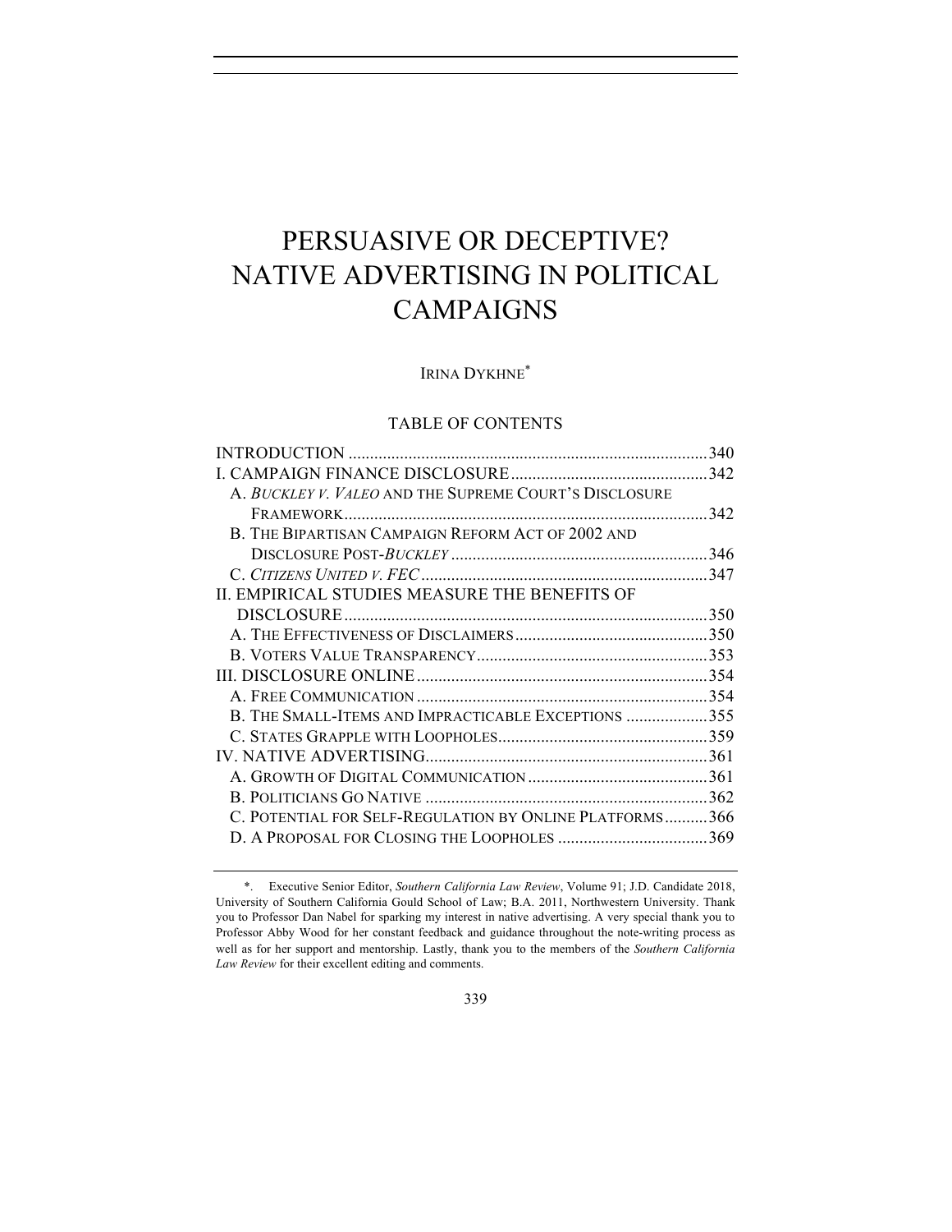# PERSUASIVE OR DECEPTIVE? NATIVE ADVERTISING IN POLITICAL CAMPAIGNS

IRINA DYKHNE*

## TABLE OF CONTENTS

INTRODUCTION .......... 340
I. CAMPAIGN FINANCE DISCLOSURE .......... 342
  A. *BUCKLEY V. VALEO* AND THE SUPREME COURT'S DISCLOSURE FRAMEWORK .......... 342
  B. THE BIPARTISAN CAMPAIGN REFORM ACT OF 2002 AND DISCLOSURE POST-*BUCKLEY* .......... 346
  C. *CITIZENS UNITED V. FEC* .......... 347
II. EMPIRICAL STUDIES MEASURE THE BENEFITS OF DISCLOSURE .......... 350
  A. THE EFFECTIVENESS OF DISCLAIMERS .......... 350
  B. VOTERS VALUE TRANSPARENCY .......... 353
III. DISCLOSURE ONLINE .......... 354
  A. FREE COMMUNICATION .......... 354
  B. THE SMALL-ITEMS AND IMPRACTICABLE EXCEPTIONS .......... 355
  C. STATES GRAPPLE WITH LOOPHOLES .......... 359
IV. NATIVE ADVERTISING .......... 361
  A. GROWTH OF DIGITAL COMMUNICATION .......... 361
  B. POLITICIANS GO NATIVE .......... 362
  C. POTENTIAL FOR SELF-REGULATION BY ONLINE PLATFORMS .......... 366
  D. A PROPOSAL FOR CLOSING THE LOOPHOLES .......... 369

---

\*. Executive Senior Editor, *Southern California Law Review*, Volume 91; J.D. Candidate 2018, University of Southern California Gould School of Law; B.A. 2011, Northwestern University. Thank you to Professor Dan Nabel for sparking my interest in native advertising. A very special thank you to Professor Abby Wood for her constant feedback and guidance throughout the note-writing process as well as for her support and mentorship. Lastly, thank you to the members of the *Southern California Law Review* for their excellent editing and comments.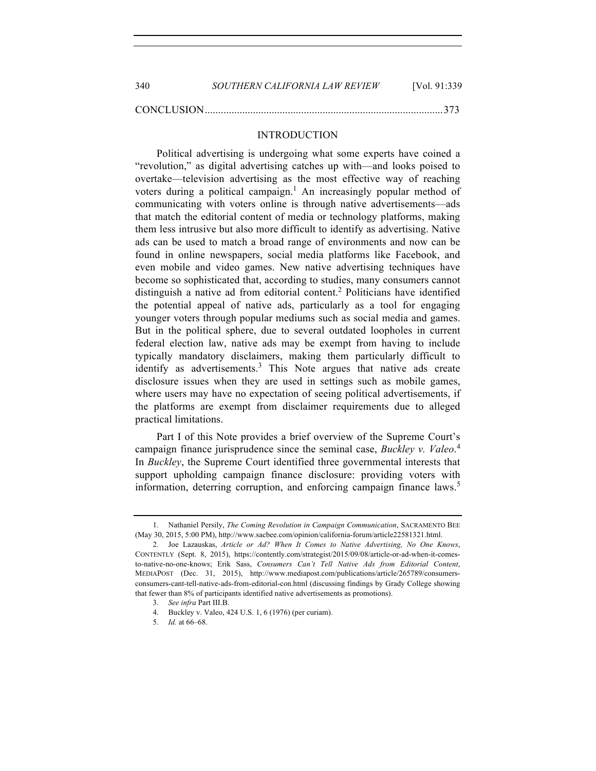CONCLUSION........................................................................................373

## INTRODUCTION

Political advertising is undergoing what some experts have coined a "revolution," as digital advertising catches up with—and looks poised to overtake—television advertising as the most effective way of reaching voters during a political campaign.[1] An increasingly popular method of communicating with voters online is through native advertisements—ads that match the editorial content of media or technology platforms, making them less intrusive but also more difficult to identify as advertising. Native ads can be used to match a broad range of environments and now can be found in online newspapers, social media platforms like Facebook, and even mobile and video games. New native advertising techniques have become so sophisticated that, according to studies, many consumers cannot distinguish a native ad from editorial content.[2] Politicians have identified the potential appeal of native ads, particularly as a tool for engaging younger voters through popular mediums such as social media and games. But in the political sphere, due to several outdated loopholes in current federal election law, native ads may be exempt from having to include typically mandatory disclaimers, making them particularly difficult to identify as advertisements.[3] This Note argues that native ads create disclosure issues when they are used in settings such as mobile games, where users may have no expectation of seeing political advertisements, if the platforms are exempt from disclaimer requirements due to alleged practical limitations.

Part I of this Note provides a brief overview of the Supreme Court's campaign finance jurisprudence since the seminal case, *Buckley v. Valeo*.[4] In *Buckley*, the Supreme Court identified three governmental interests that support upholding campaign finance disclosure: providing voters with information, deterring corruption, and enforcing campaign finance laws.[5]

---

1. Nathaniel Persily, *The Coming Revolution in Campaign Communication*, SACRAMENTO BEE (May 30, 2015, 5:00 PM), http://www.sacbee.com/opinion/california-forum/article22581321.html.

2. Joe Lazauskas, *Article or Ad? When It Comes to Native Advertising, No One Knows*, CONTENTLY (Sept. 8, 2015), https://contently.com/strategist/2015/09/08/article-or-ad-when-it-comes-to-native-no-one-knows; Erik Sass, *Consumers Can't Tell Native Ads from Editorial Content*, MEDIAPOST (Dec. 31, 2015), http://www.mediapost.com/publications/article/265789/consumers-consumers-cant-tell-native-ads-from-editorial-con.html (discussing findings by Grady College showing that fewer than 8% of participants identified native advertisements as promotions).

3. *See infra* Part III.B.

4. Buckley v. Valeo, 424 U.S. 1, 6 (1976) (per curiam).

5. *Id.* at 66–68.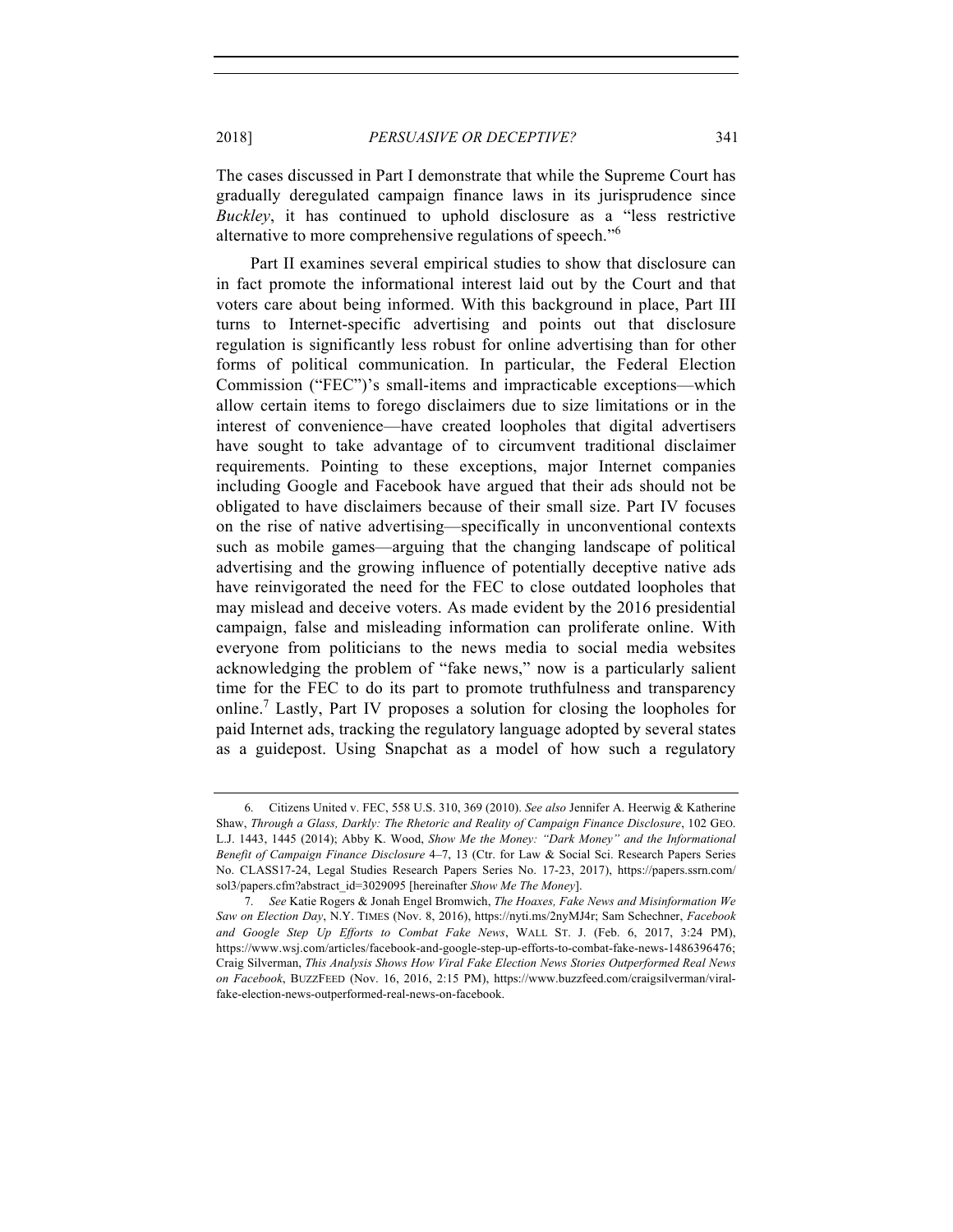The cases discussed in Part I demonstrate that while the Supreme Court has gradually deregulated campaign finance laws in its jurisprudence since *Buckley*, it has continued to uphold disclosure as a "less restrictive alternative to more comprehensive regulations of speech."[6]

Part II examines several empirical studies to show that disclosure can in fact promote the informational interest laid out by the Court and that voters care about being informed. With this background in place, Part III turns to Internet-specific advertising and points out that disclosure regulation is significantly less robust for online advertising than for other forms of political communication. In particular, the Federal Election Commission ("FEC")'s small-items and impracticable exceptions—which allow certain items to forego disclaimers due to size limitations or in the interest of convenience—have created loopholes that digital advertisers have sought to take advantage of to circumvent traditional disclaimer requirements. Pointing to these exceptions, major Internet companies including Google and Facebook have argued that their ads should not be obligated to have disclaimers because of their small size. Part IV focuses on the rise of native advertising—specifically in unconventional contexts such as mobile games—arguing that the changing landscape of political advertising and the growing influence of potentially deceptive native ads have reinvigorated the need for the FEC to close outdated loopholes that may mislead and deceive voters. As made evident by the 2016 presidential campaign, false and misleading information can proliferate online. With everyone from politicians to the news media to social media websites acknowledging the problem of "fake news," now is a particularly salient time for the FEC to do its part to promote truthfulness and transparency online.[7] Lastly, Part IV proposes a solution for closing the loopholes for paid Internet ads, tracking the regulatory language adopted by several states as a guidepost. Using Snapchat as a model of how such a regulatory

---

6. Citizens United v. FEC, 558 U.S. 310, 369 (2010). *See also* Jennifer A. Heerwig & Katherine Shaw, *Through a Glass, Darkly: The Rhetoric and Reality of Campaign Finance Disclosure*, 102 GEO. L.J. 1443, 1445 (2014); Abby K. Wood, *Show Me the Money: "Dark Money" and the Informational Benefit of Campaign Finance Disclosure* 4–7, 13 (Ctr. for Law & Social Sci. Research Papers Series No. CLASS17-24, Legal Studies Research Papers Series No. 17-23, 2017), https://papers.ssrn.com/sol3/papers.cfm?abstract_id=3029095 [hereinafter *Show Me The Money*].

7. *See* Katie Rogers & Jonah Engel Bromwich, *The Hoaxes, Fake News and Misinformation We Saw on Election Day*, N.Y. TIMES (Nov. 8, 2016), https://nyti.ms/2nyMJ4r; Sam Schechner, *Facebook and Google Step Up Efforts to Combat Fake News*, WALL ST. J. (Feb. 6, 2017, 3:24 PM), https://www.wsj.com/articles/facebook-and-google-step-up-efforts-to-combat-fake-news-1486396476; Craig Silverman, *This Analysis Shows How Viral Fake Election News Stories Outperformed Real News on Facebook*, BUZZFEED (Nov. 16, 2016, 2:15 PM), https://www.buzzfeed.com/craigsilverman/viral-fake-election-news-outperformed-real-news-on-facebook.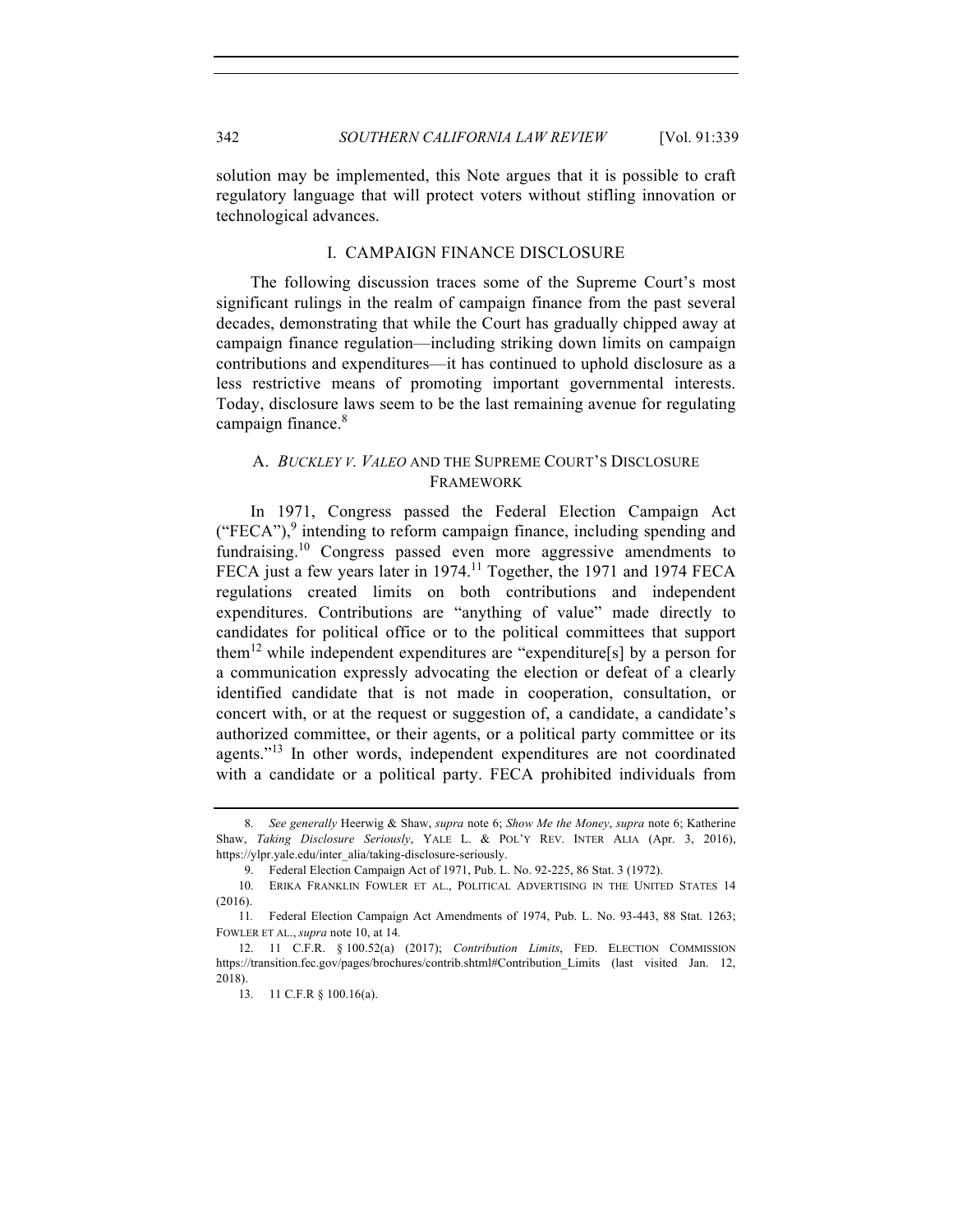solution may be implemented, this Note argues that it is possible to craft regulatory language that will protect voters without stifling innovation or technological advances.

## I. CAMPAIGN FINANCE DISCLOSURE

The following discussion traces some of the Supreme Court's most significant rulings in the realm of campaign finance from the past several decades, demonstrating that while the Court has gradually chipped away at campaign finance regulation—including striking down limits on campaign contributions and expenditures—it has continued to uphold disclosure as a less restrictive means of promoting important governmental interests. Today, disclosure laws seem to be the last remaining avenue for regulating campaign finance.[8]

### A. *BUCKLEY V. VALEO* AND THE SUPREME COURT'S DISCLOSURE FRAMEWORK

In 1971, Congress passed the Federal Election Campaign Act ("FECA"),[9] intending to reform campaign finance, including spending and fundraising.[10] Congress passed even more aggressive amendments to FECA just a few years later in 1974.[11] Together, the 1971 and 1974 FECA regulations created limits on both contributions and independent expenditures. Contributions are "anything of value" made directly to candidates for political office or to the political committees that support them[12] while independent expenditures are "expenditure[s] by a person for a communication expressly advocating the election or defeat of a clearly identified candidate that is not made in cooperation, consultation, or concert with, or at the request or suggestion of, a candidate, a candidate's authorized committee, or their agents, or a political party committee or its agents."[13] In other words, independent expenditures are not coordinated with a candidate or a political party. FECA prohibited individuals from

---

8. *See generally* Heerwig & Shaw, *supra* note 6; *Show Me the Money*, *supra* note 6; Katherine Shaw, *Taking Disclosure Seriously*, YALE L. & POL'Y REV. INTER ALIA (Apr. 3, 2016), https://ylpr.yale.edu/inter_alia/taking-disclosure-seriously.

9. Federal Election Campaign Act of 1971, Pub. L. No. 92-225, 86 Stat. 3 (1972).

10. ERIKA FRANKLIN FOWLER ET AL., POLITICAL ADVERTISING IN THE UNITED STATES 14 (2016).

11. Federal Election Campaign Act Amendments of 1974, Pub. L. No. 93-443, 88 Stat. 1263; FOWLER ET AL., *supra* note 10, at 14.

12. 11 C.F.R. § 100.52(a) (2017); *Contribution Limits*, FED. ELECTION COMMISSION https://transition.fec.gov/pages/brochures/contrib.shtml#Contribution_Limits (last visited Jan. 12, 2018).

13. 11 C.F.R § 100.16(a).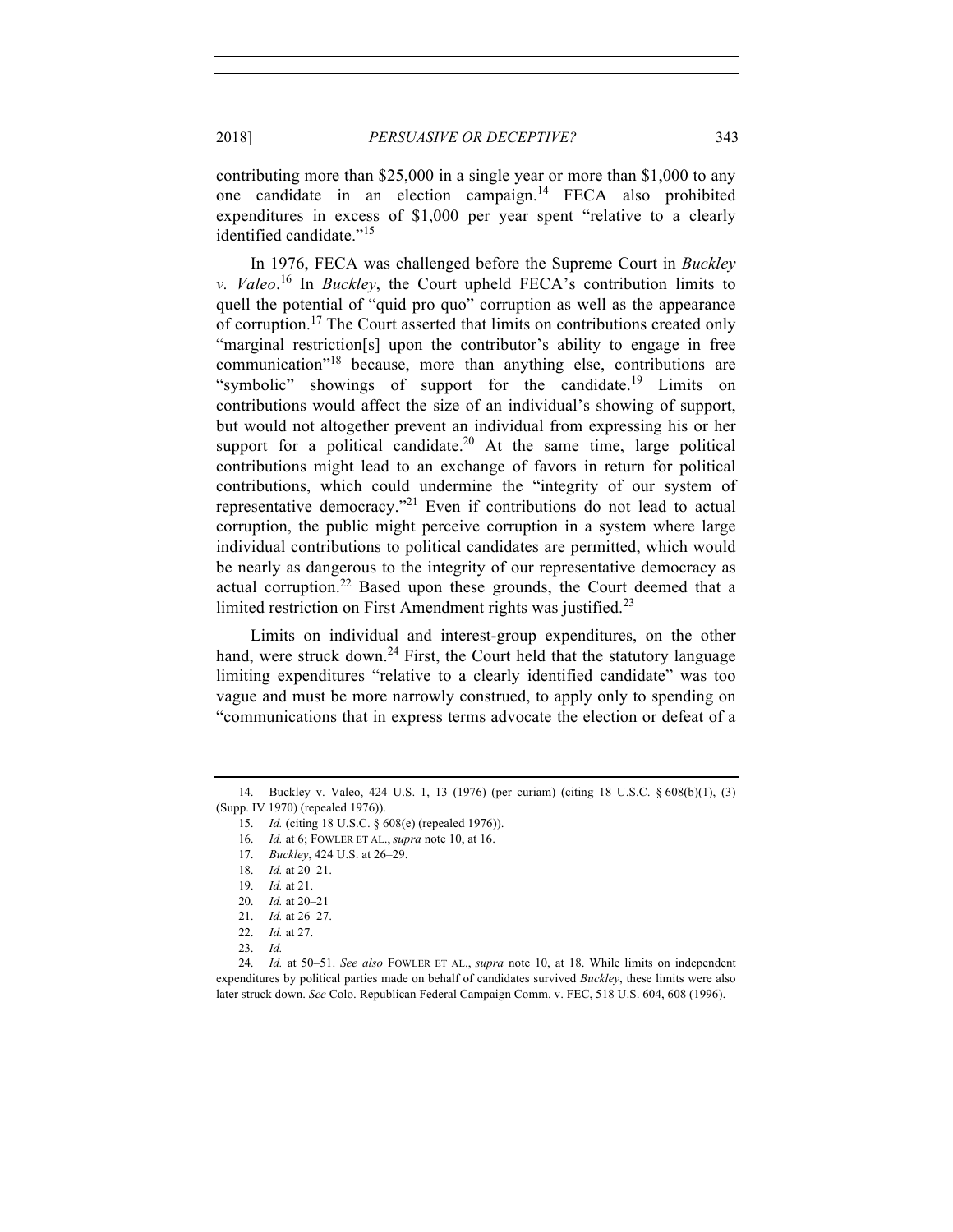contributing more than $25,000 in a single year or more than $1,000 to any one candidate in an election campaign.[14] FECA also prohibited expenditures in excess of $1,000 per year spent "relative to a clearly identified candidate."[15]

In 1976, FECA was challenged before the Supreme Court in *Buckley v. Valeo*.[16] In *Buckley*, the Court upheld FECA's contribution limits to quell the potential of "quid pro quo" corruption as well as the appearance of corruption.[17] The Court asserted that limits on contributions created only "marginal restriction[s] upon the contributor's ability to engage in free communication"[18] because, more than anything else, contributions are "symbolic" showings of support for the candidate.[19] Limits on contributions would affect the size of an individual's showing of support, but would not altogether prevent an individual from expressing his or her support for a political candidate.[20] At the same time, large political contributions might lead to an exchange of favors in return for political contributions, which could undermine the "integrity of our system of representative democracy."[21] Even if contributions do not lead to actual corruption, the public might perceive corruption in a system where large individual contributions to political candidates are permitted, which would be nearly as dangerous to the integrity of our representative democracy as actual corruption.[22] Based upon these grounds, the Court deemed that a limited restriction on First Amendment rights was justified.[23]

Limits on individual and interest-group expenditures, on the other hand, were struck down.[24] First, the Court held that the statutory language limiting expenditures "relative to a clearly identified candidate" was too vague and must be more narrowly construed, to apply only to spending on "communications that in express terms advocate the election or defeat of a

---

14. Buckley v. Valeo, 424 U.S. 1, 13 (1976) (per curiam) (citing 18 U.S.C. § 608(b)(1), (3) (Supp. IV 1970) (repealed 1976)).

15. *Id.* (citing 18 U.S.C. § 608(e) (repealed 1976)).

16. *Id.* at 6; FOWLER ET AL., *supra* note 10, at 16.

17. *Buckley*, 424 U.S. at 26–29.

18. *Id.* at 20–21.

19. *Id.* at 21.

20. *Id.* at 20–21

21. *Id.* at 26–27.

22. *Id.* at 27.

23. *Id.*

24. *Id.* at 50–51. *See also* FOWLER ET AL., *supra* note 10, at 18. While limits on independent expenditures by political parties made on behalf of candidates survived *Buckley*, these limits were also later struck down. *See* Colo. Republican Federal Campaign Comm. v. FEC, 518 U.S. 604, 608 (1996).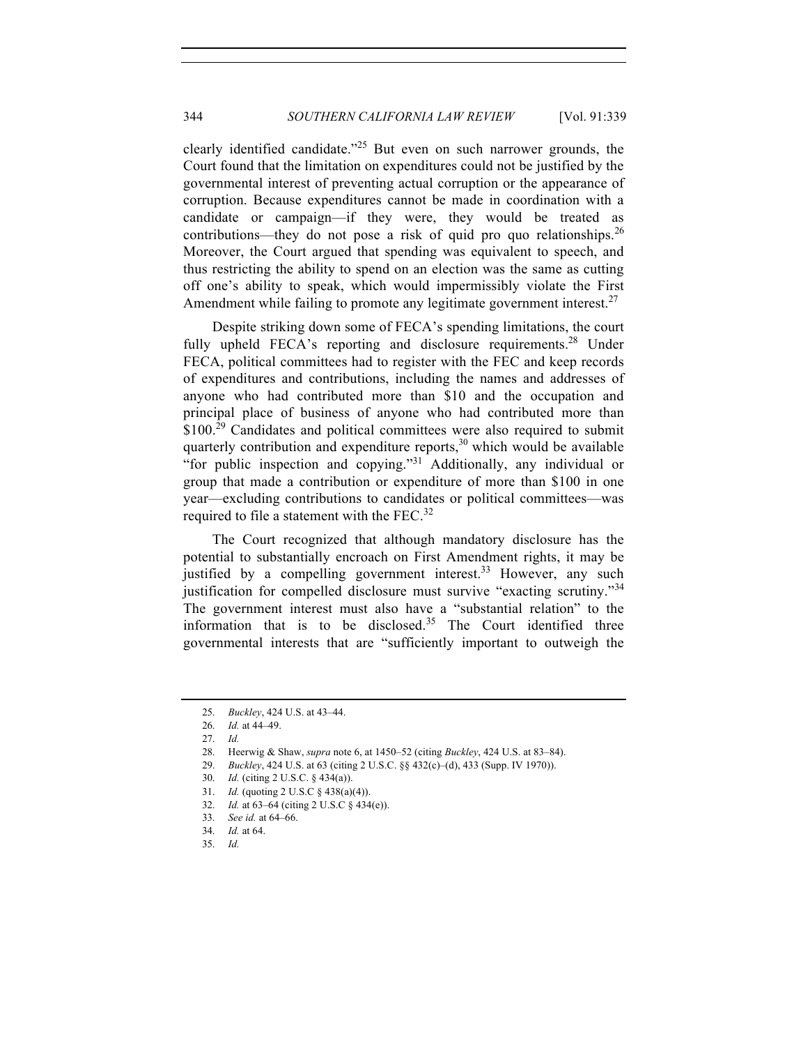clearly identified candidate."[25] But even on such narrower grounds, the Court found that the limitation on expenditures could not be justified by the governmental interest of preventing actual corruption or the appearance of corruption. Because expenditures cannot be made in coordination with a candidate or campaign—if they were, they would be treated as contributions—they do not pose a risk of quid pro quo relationships.[26] Moreover, the Court argued that spending was equivalent to speech, and thus restricting the ability to spend on an election was the same as cutting off one's ability to speak, which would impermissibly violate the First Amendment while failing to promote any legitimate government interest.[27]

Despite striking down some of FECA's spending limitations, the court fully upheld FECA's reporting and disclosure requirements.[28] Under FECA, political committees had to register with the FEC and keep records of expenditures and contributions, including the names and addresses of anyone who had contributed more than \$10 and the occupation and principal place of business of anyone who had contributed more than \$100.[29] Candidates and political committees were also required to submit quarterly contribution and expenditure reports,[30] which would be available "for public inspection and copying."[31] Additionally, any individual or group that made a contribution or expenditure of more than \$100 in one year—excluding contributions to candidates or political committees—was required to file a statement with the FEC.[32]

The Court recognized that although mandatory disclosure has the potential to substantially encroach on First Amendment rights, it may be justified by a compelling government interest.[33] However, any such justification for compelled disclosure must survive "exacting scrutiny."[34] The government interest must also have a "substantial relation" to the information that is to be disclosed.[35] The Court identified three governmental interests that are "sufficiently important to outweigh the

---

25. *Buckley*, 424 U.S. at 43–44.
26. *Id.* at 44–49.
27. *Id.*
28. Heerwig & Shaw, *supra* note 6, at 1450–52 (citing *Buckley*, 424 U.S. at 83–84).
29. *Buckley*, 424 U.S. at 63 (citing 2 U.S.C. §§ 432(c)–(d), 433 (Supp. IV 1970)).
30. *Id.* (citing 2 U.S.C. § 434(a)).
31. *Id.* (quoting 2 U.S.C § 438(a)(4)).
32. *Id.* at 63–64 (citing 2 U.S.C § 434(e)).
33. *See id.* at 64–66.
34. *Id.* at 64.
35. *Id.*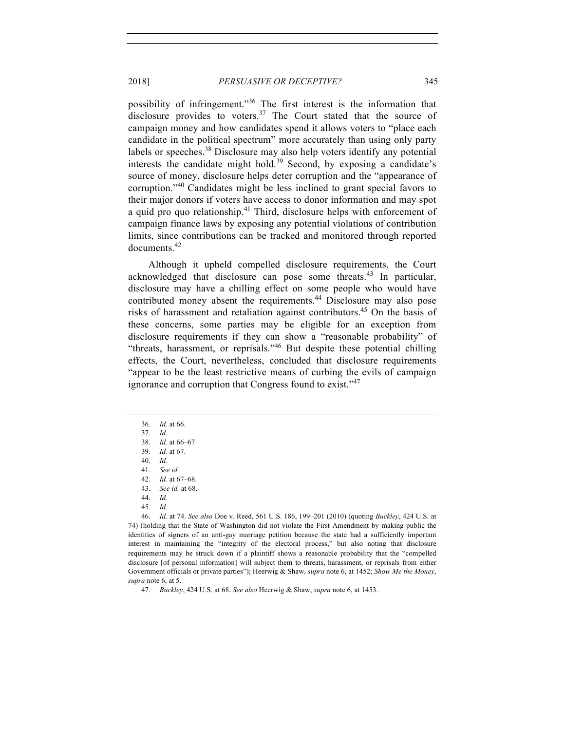possibility of infringement."[36] The first interest is the information that disclosure provides to voters.[37] The Court stated that the source of campaign money and how candidates spend it allows voters to "place each candidate in the political spectrum" more accurately than using only party labels or speeches.[38] Disclosure may also help voters identify any potential interests the candidate might hold.[39] Second, by exposing a candidate's source of money, disclosure helps deter corruption and the "appearance of corruption."[40] Candidates might be less inclined to grant special favors to their major donors if voters have access to donor information and may spot a quid pro quo relationship.[41] Third, disclosure helps with enforcement of campaign finance laws by exposing any potential violations of contribution limits, since contributions can be tracked and monitored through reported documents.[42]

Although it upheld compelled disclosure requirements, the Court acknowledged that disclosure can pose some threats.[43] In particular, disclosure may have a chilling effect on some people who would have contributed money absent the requirements.[44] Disclosure may also pose risks of harassment and retaliation against contributors.[45] On the basis of these concerns, some parties may be eligible for an exception from disclosure requirements if they can show a "reasonable probability" of "threats, harassment, or reprisals."[46] But despite these potential chilling effects, the Court, nevertheless, concluded that disclosure requirements "appear to be the least restrictive means of curbing the evils of campaign ignorance and corruption that Congress found to exist."[47]

---

36. *Id.* at 66.
37. *Id.*
38. *Id.* at 66–67
39. *Id.* at 67.
40. *Id.*
41. *See id.*
42. *Id.* at 67–68.
43. *See id.* at 68.
44. *Id.*
45. *Id.*
46. *Id.* at 74. *See also* Doe v. Reed, 561 U.S. 186, 199–201 (2010) (quoting *Buckley*, 424 U.S. at 74) (holding that the State of Washington did not violate the First Amendment by making public the identities of signers of an anti-gay marriage petition because the state had a sufficiently important interest in maintaining the "integrity of the electoral process," but also noting that disclosure requirements may be struck down if a plaintiff shows a reasonable probability that the "compelled disclosure [of personal information] will subject them to threats, harassment, or reprisals from either Government officials or private parties"); Heerwig & Shaw, *supra* note 6, at 1452; *Show Me the Money*, *supra* note 6, at 5.
47. *Buckley*, 424 U.S. at 68. *See also* Heerwig & Shaw, *supra* note 6, at 1453.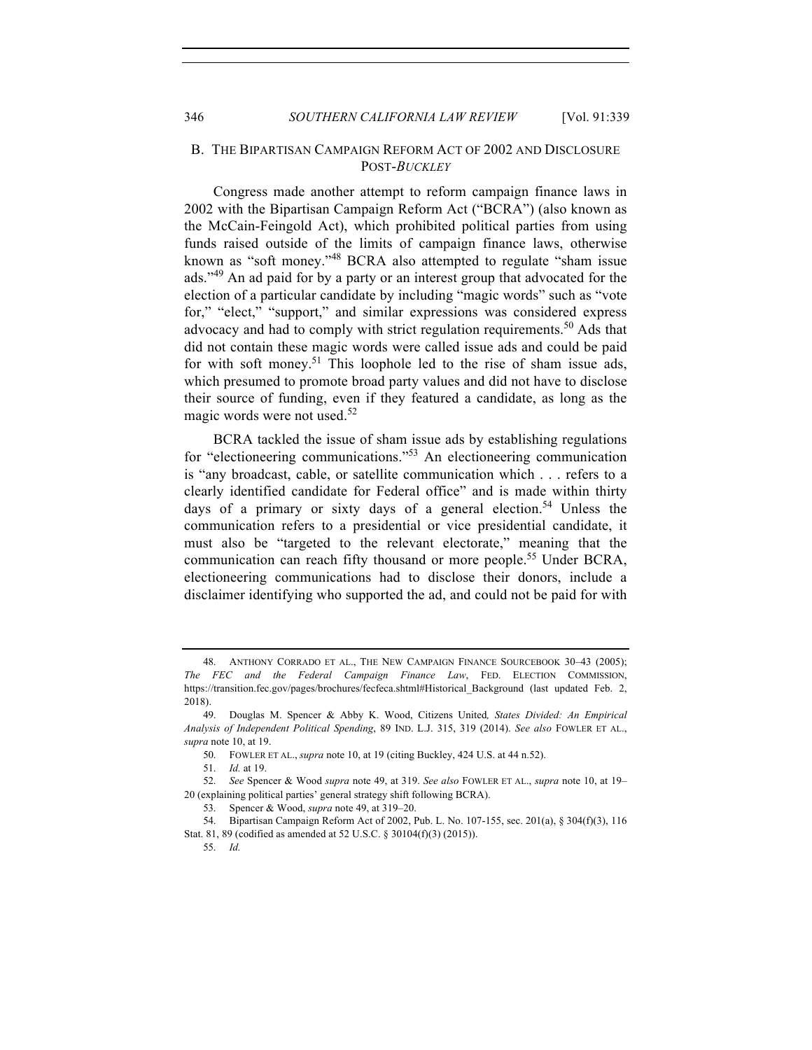## B. THE BIPARTISAN CAMPAIGN REFORM ACT OF 2002 AND DISCLOSURE POST-*BUCKLEY*

Congress made another attempt to reform campaign finance laws in 2002 with the Bipartisan Campaign Reform Act ("BCRA") (also known as the McCain-Feingold Act), which prohibited political parties from using funds raised outside of the limits of campaign finance laws, otherwise known as "soft money."[48] BCRA also attempted to regulate "sham issue ads."[49] An ad paid for by a party or an interest group that advocated for the election of a particular candidate by including "magic words" such as "vote for," "elect," "support," and similar expressions was considered express advocacy and had to comply with strict regulation requirements.[50] Ads that did not contain these magic words were called issue ads and could be paid for with soft money.[51] This loophole led to the rise of sham issue ads, which presumed to promote broad party values and did not have to disclose their source of funding, even if they featured a candidate, as long as the magic words were not used.[52]

BCRA tackled the issue of sham issue ads by establishing regulations for "electioneering communications."[53] An electioneering communication is "any broadcast, cable, or satellite communication which . . . refers to a clearly identified candidate for Federal office" and is made within thirty days of a primary or sixty days of a general election.[54] Unless the communication refers to a presidential or vice presidential candidate, it must also be "targeted to the relevant electorate," meaning that the communication can reach fifty thousand or more people.[55] Under BCRA, electioneering communications had to disclose their donors, include a disclaimer identifying who supported the ad, and could not be paid for with

---

48. ANTHONY CORRADO ET AL., THE NEW CAMPAIGN FINANCE SOURCEBOOK 30–43 (2005); *The FEC and the Federal Campaign Finance Law*, FED. ELECTION COMMISSION, https://transition.fec.gov/pages/brochures/fecfeca.shtml#Historical_Background (last updated Feb. 2, 2018).

49. Douglas M. Spencer & Abby K. Wood, Citizens United*, States Divided: An Empirical Analysis of Independent Political Spending*, 89 IND. L.J. 315, 319 (2014). *See also* FOWLER ET AL., *supra* note 10, at 19.

50. FOWLER ET AL., *supra* note 10, at 19 (citing Buckley, 424 U.S. at 44 n.52).

51. *Id.* at 19.

52. *See* Spencer & Wood *supra* note 49, at 319. *See also* FOWLER ET AL., *supra* note 10, at 19–20 (explaining political parties' general strategy shift following BCRA).

53. Spencer & Wood, *supra* note 49, at 319–20.

54. Bipartisan Campaign Reform Act of 2002, Pub. L. No. 107-155, sec. 201(a), § 304(f)(3), 116 Stat. 81, 89 (codified as amended at 52 U.S.C. § 30104(f)(3) (2015)).

55. *Id.*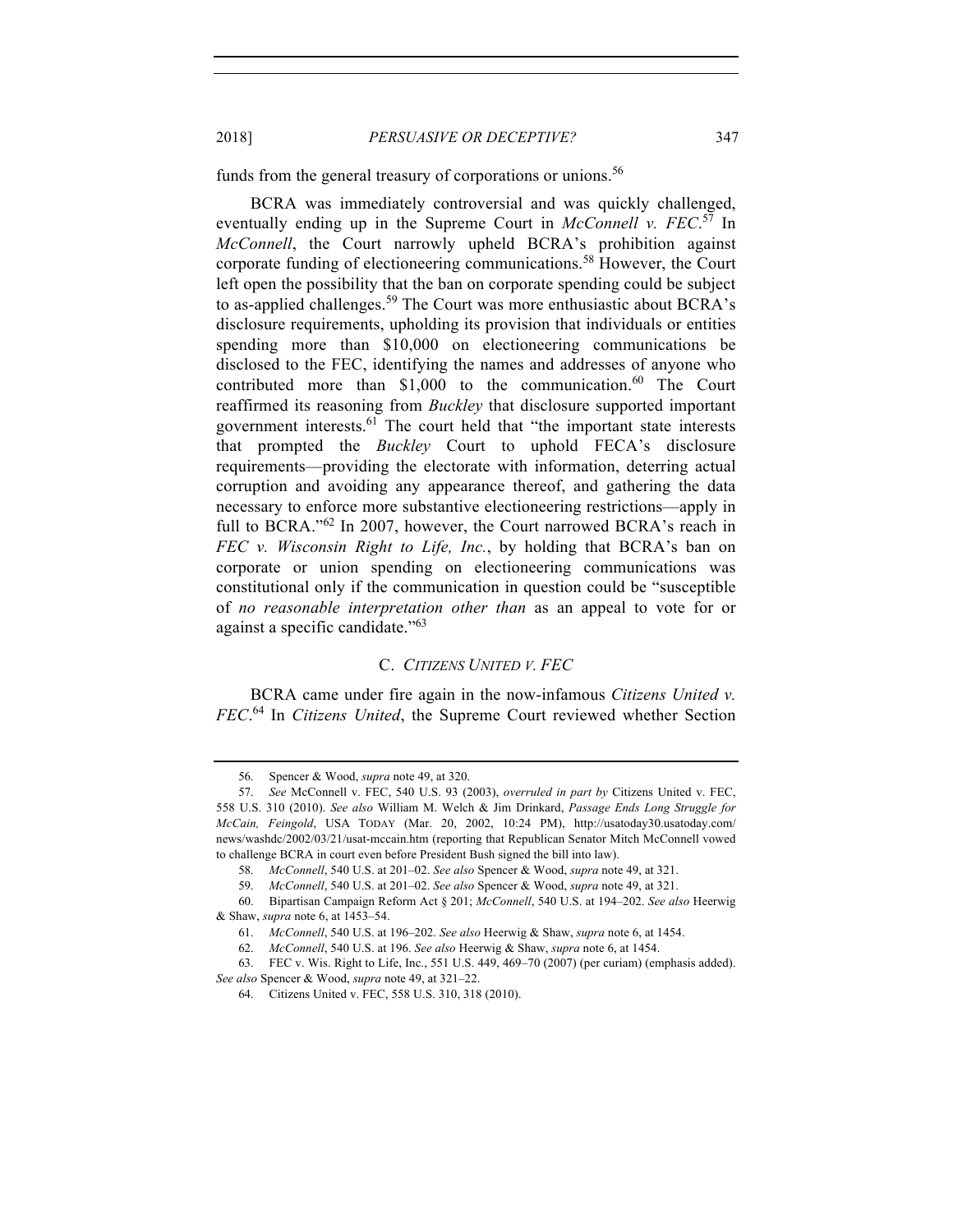funds from the general treasury of corporations or unions.[56]

BCRA was immediately controversial and was quickly challenged, eventually ending up in the Supreme Court in *McConnell v. FEC*.[57] In *McConnell*, the Court narrowly upheld BCRA's prohibition against corporate funding of electioneering communications.[58] However, the Court left open the possibility that the ban on corporate spending could be subject to as-applied challenges.[59] The Court was more enthusiastic about BCRA's disclosure requirements, upholding its provision that individuals or entities spending more than $10,000 on electioneering communications be disclosed to the FEC, identifying the names and addresses of anyone who contributed more than $1,000 to the communication.[60] The Court reaffirmed its reasoning from *Buckley* that disclosure supported important government interests.[61] The court held that "the important state interests that prompted the *Buckley* Court to uphold FECA's disclosure requirements—providing the electorate with information, deterring actual corruption and avoiding any appearance thereof, and gathering the data necessary to enforce more substantive electioneering restrictions—apply in full to BCRA."[62] In 2007, however, the Court narrowed BCRA's reach in *FEC v. Wisconsin Right to Life, Inc.*, by holding that BCRA's ban on corporate or union spending on electioneering communications was constitutional only if the communication in question could be "susceptible of *no reasonable interpretation other than* as an appeal to vote for or against a specific candidate."[63]

### C. *Citizens United v. FEC*

BCRA came under fire again in the now-infamous *Citizens United v. FEC*.[64] In *Citizens United*, the Supreme Court reviewed whether Section

---

56. Spencer & Wood, *supra* note 49, at 320.

57. *See* McConnell v. FEC, 540 U.S. 93 (2003), *overruled in part by* Citizens United v. FEC, 558 U.S. 310 (2010). *See also* William M. Welch & Jim Drinkard, *Passage Ends Long Struggle for McCain, Feingold*, USA TODAY (Mar. 20, 2002, 10:24 PM), http://usatoday30.usatoday.com/news/washdc/2002/03/21/usat-mccain.htm (reporting that Republican Senator Mitch McConnell vowed to challenge BCRA in court even before President Bush signed the bill into law).

58. *McConnell*, 540 U.S. at 201–02. *See also* Spencer & Wood, *supra* note 49, at 321.

59. *McConnell*, 540 U.S. at 201–02. *See also* Spencer & Wood, *supra* note 49, at 321.

60. Bipartisan Campaign Reform Act § 201; *McConnell*, 540 U.S. at 194–202. *See also* Heerwig & Shaw, *supra* note 6, at 1453–54.

61. *McConnell*, 540 U.S. at 196–202. *See also* Heerwig & Shaw, *supra* note 6, at 1454.

62. *McConnell*, 540 U.S. at 196. *See also* Heerwig & Shaw, *supra* note 6, at 1454.

63. FEC v. Wis. Right to Life, Inc., 551 U.S. 449, 469–70 (2007) (per curiam) (emphasis added). *See also* Spencer & Wood, *supra* note 49, at 321–22.

64. Citizens United v. FEC, 558 U.S. 310, 318 (2010).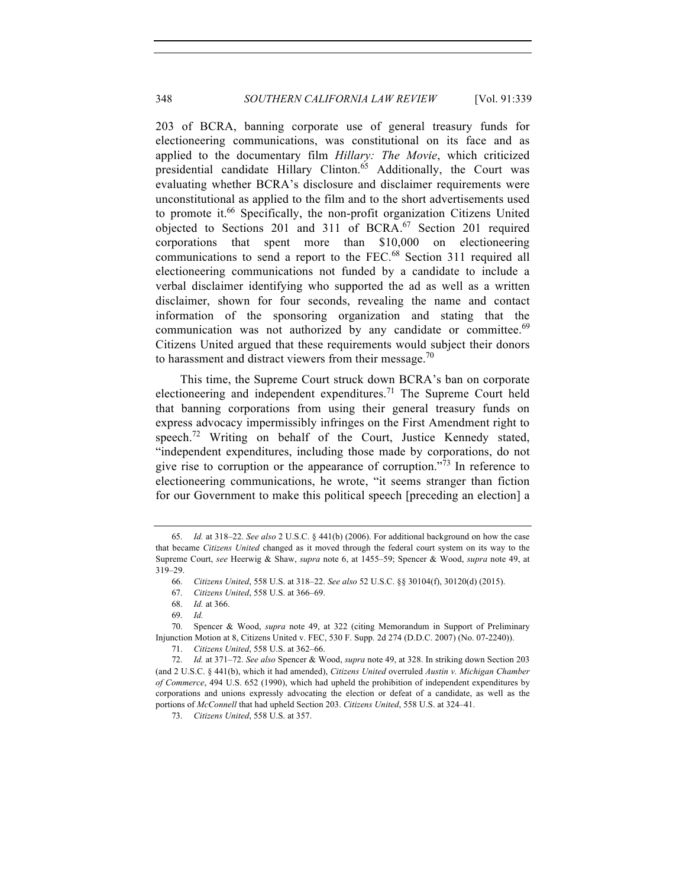203 of BCRA, banning corporate use of general treasury funds for electioneering communications, was constitutional on its face and as applied to the documentary film *Hillary: The Movie*, which criticized presidential candidate Hillary Clinton.[65] Additionally, the Court was evaluating whether BCRA's disclosure and disclaimer requirements were unconstitutional as applied to the film and to the short advertisements used to promote it.[66] Specifically, the non-profit organization Citizens United objected to Sections 201 and 311 of BCRA.[67] Section 201 required corporations that spent more than $10,000 on electioneering communications to send a report to the FEC.[68] Section 311 required all electioneering communications not funded by a candidate to include a verbal disclaimer identifying who supported the ad as well as a written disclaimer, shown for four seconds, revealing the name and contact information of the sponsoring organization and stating that the communication was not authorized by any candidate or committee.[69] Citizens United argued that these requirements would subject their donors to harassment and distract viewers from their message.[70]

This time, the Supreme Court struck down BCRA's ban on corporate electioneering and independent expenditures.[71] The Supreme Court held that banning corporations from using their general treasury funds on express advocacy impermissibly infringes on the First Amendment right to speech.[72] Writing on behalf of the Court, Justice Kennedy stated, "independent expenditures, including those made by corporations, do not give rise to corruption or the appearance of corruption."[73] In reference to electioneering communications, he wrote, "it seems stranger than fiction for our Government to make this political speech [preceding an election] a

---

65. *Id.* at 318–22. *See also* 2 U.S.C. § 441(b) (2006). For additional background on how the case that became *Citizens United* changed as it moved through the federal court system on its way to the Supreme Court, *see* Heerwig & Shaw, *supra* note 6, at 1455–59; Spencer & Wood, *supra* note 49, at 319–29.

66. *Citizens United*, 558 U.S. at 318–22. *See also* 52 U.S.C. §§ 30104(f), 30120(d) (2015).

67. *Citizens United*, 558 U.S. at 366–69.

68. *Id.* at 366.

69. *Id.*

70. Spencer & Wood, *supra* note 49, at 322 (citing Memorandum in Support of Preliminary Injunction Motion at 8, Citizens United v. FEC, 530 F. Supp. 2d 274 (D.D.C. 2007) (No. 07-2240)).

71. *Citizens United*, 558 U.S. at 362–66.

72. *Id.* at 371–72. *See also* Spencer & Wood, *supra* note 49, at 328. In striking down Section 203 (and 2 U.S.C. § 441(b), which it had amended), *Citizens United* overruled *Austin v. Michigan Chamber of Commerce*, 494 U.S. 652 (1990), which had upheld the prohibition of independent expenditures by corporations and unions expressly advocating the election or defeat of a candidate, as well as the portions of *McConnell* that had upheld Section 203. *Citizens United*, 558 U.S. at 324–41.

73. *Citizens United*, 558 U.S. at 357.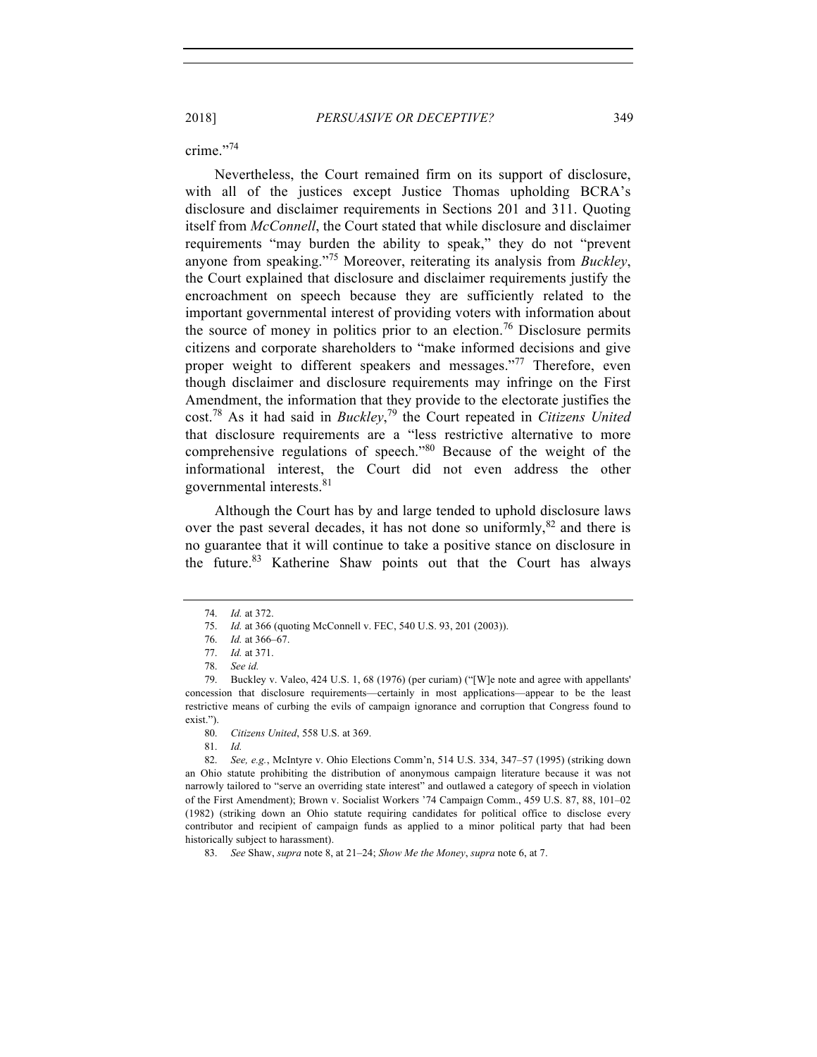crime."[74]

Nevertheless, the Court remained firm on its support of disclosure, with all of the justices except Justice Thomas upholding BCRA's disclosure and disclaimer requirements in Sections 201 and 311. Quoting itself from *McConnell*, the Court stated that while disclosure and disclaimer requirements "may burden the ability to speak," they do not "prevent anyone from speaking."[75] Moreover, reiterating its analysis from *Buckley*, the Court explained that disclosure and disclaimer requirements justify the encroachment on speech because they are sufficiently related to the important governmental interest of providing voters with information about the source of money in politics prior to an election.[76] Disclosure permits citizens and corporate shareholders to "make informed decisions and give proper weight to different speakers and messages."[77] Therefore, even though disclaimer and disclosure requirements may infringe on the First Amendment, the information that they provide to the electorate justifies the cost.[78] As it had said in *Buckley*,[79] the Court repeated in *Citizens United* that disclosure requirements are a "less restrictive alternative to more comprehensive regulations of speech."[80] Because of the weight of the informational interest, the Court did not even address the other governmental interests.[81]

Although the Court has by and large tended to uphold disclosure laws over the past several decades, it has not done so uniformly,[82] and there is no guarantee that it will continue to take a positive stance on disclosure in the future.[83] Katherine Shaw points out that the Court has always

---

74. *Id.* at 372.

75. *Id.* at 366 (quoting McConnell v. FEC, 540 U.S. 93, 201 (2003)).

76. *Id.* at 366–67.

77. *Id.* at 371.

78. *See id.*

79. Buckley v. Valeo, 424 U.S. 1, 68 (1976) (per curiam) ("[W]e note and agree with appellants' concession that disclosure requirements—certainly in most applications—appear to be the least restrictive means of curbing the evils of campaign ignorance and corruption that Congress found to exist.").

80. *Citizens United*, 558 U.S. at 369.

81. *Id.*

82. *See, e.g.*, McIntyre v. Ohio Elections Comm'n, 514 U.S. 334, 347–57 (1995) (striking down an Ohio statute prohibiting the distribution of anonymous campaign literature because it was not narrowly tailored to "serve an overriding state interest" and outlawed a category of speech in violation of the First Amendment); Brown v. Socialist Workers '74 Campaign Comm., 459 U.S. 87, 88, 101–02 (1982) (striking down an Ohio statute requiring candidates for political office to disclose every contributor and recipient of campaign funds as applied to a minor political party that had been historically subject to harassment).

83. *See* Shaw, *supra* note 8, at 21–24; *Show Me the Money*, *supra* note 6, at 7.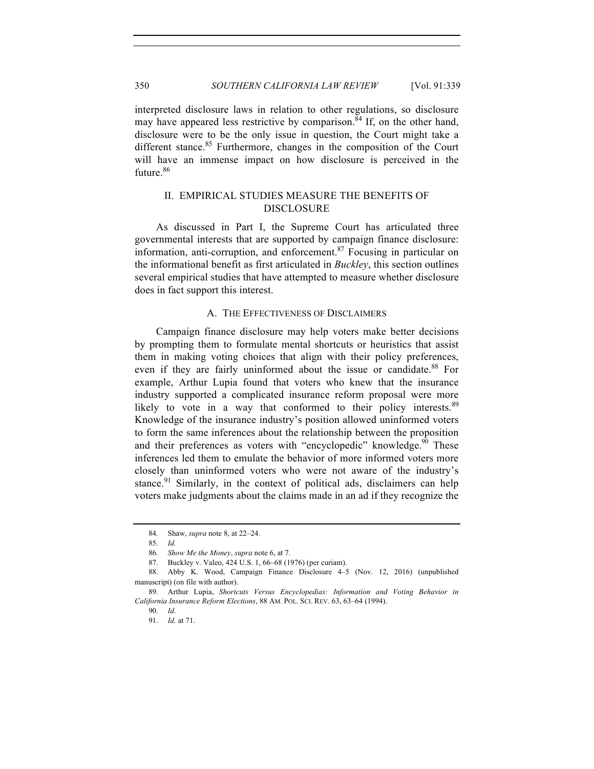interpreted disclosure laws in relation to other regulations, so disclosure may have appeared less restrictive by comparison.[84] If, on the other hand, disclosure were to be the only issue in question, the Court might take a different stance.[85] Furthermore, changes in the composition of the Court will have an immense impact on how disclosure is perceived in the future.[86]

## II. EMPIRICAL STUDIES MEASURE THE BENEFITS OF DISCLOSURE

As discussed in Part I, the Supreme Court has articulated three governmental interests that are supported by campaign finance disclosure: information, anti-corruption, and enforcement.[87] Focusing in particular on the informational benefit as first articulated in *Buckley*, this section outlines several empirical studies that have attempted to measure whether disclosure does in fact support this interest.

### A. THE EFFECTIVENESS OF DISCLAIMERS

Campaign finance disclosure may help voters make better decisions by prompting them to formulate mental shortcuts or heuristics that assist them in making voting choices that align with their policy preferences, even if they are fairly uninformed about the issue or candidate.[88] For example, Arthur Lupia found that voters who knew that the insurance industry supported a complicated insurance reform proposal were more likely to vote in a way that conformed to their policy interests.[89] Knowledge of the insurance industry's position allowed uninformed voters to form the same inferences about the relationship between the proposition and their preferences as voters with "encyclopedic" knowledge.[90] These inferences led them to emulate the behavior of more informed voters more closely than uninformed voters who were not aware of the industry's stance.[91] Similarly, in the context of political ads, disclaimers can help voters make judgments about the claims made in an ad if they recognize the

---

84. Shaw, *supra* note 8, at 22–24.

85. *Id.*

86. *Show Me the Money*, *supra* note 6, at 7.

87. Buckley v. Valeo, 424 U.S. 1, 66–68 (1976) (per curiam).

88. Abby K. Wood, Campaign Finance Disclosure 4–5 (Nov. 12, 2016) (unpublished manuscript) (on file with author).

89. Arthur Lupia, *Shortcuts Versus Encyclopedias: Information and Voting Behavior in California Insurance Reform Elections*, 88 AM. POL. SCI. REV. 63, 63–64 (1994).

90. *Id.*

91. *Id.* at 71.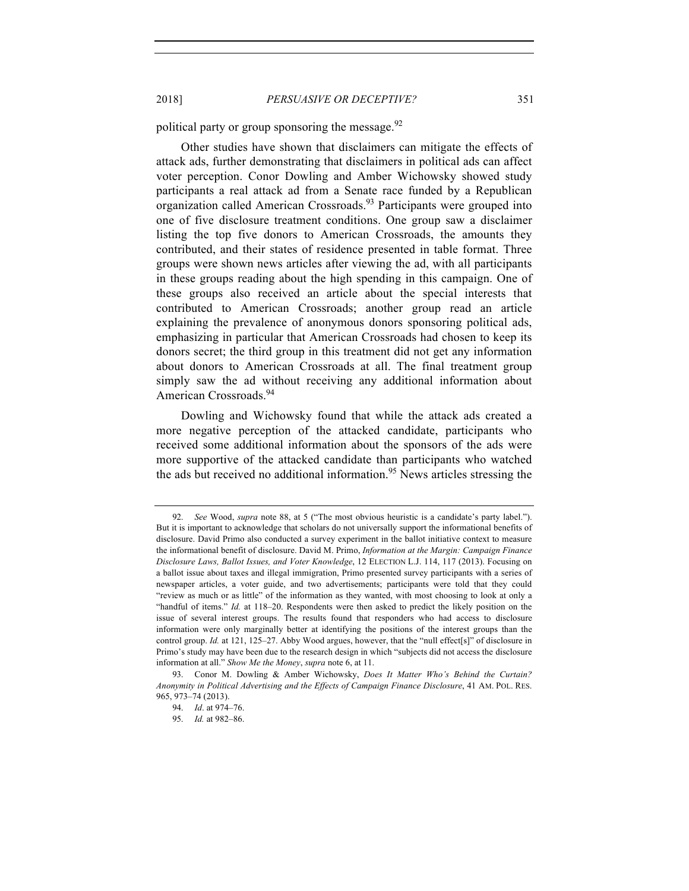political party or group sponsoring the message.[92]

Other studies have shown that disclaimers can mitigate the effects of attack ads, further demonstrating that disclaimers in political ads can affect voter perception. Conor Dowling and Amber Wichowsky showed study participants a real attack ad from a Senate race funded by a Republican organization called American Crossroads.[93] Participants were grouped into one of five disclosure treatment conditions. One group saw a disclaimer listing the top five donors to American Crossroads, the amounts they contributed, and their states of residence presented in table format. Three groups were shown news articles after viewing the ad, with all participants in these groups reading about the high spending in this campaign. One of these groups also received an article about the special interests that contributed to American Crossroads; another group read an article explaining the prevalence of anonymous donors sponsoring political ads, emphasizing in particular that American Crossroads had chosen to keep its donors secret; the third group in this treatment did not get any information about donors to American Crossroads at all. The final treatment group simply saw the ad without receiving any additional information about American Crossroads.[94]

Dowling and Wichowsky found that while the attack ads created a more negative perception of the attacked candidate, participants who received some additional information about the sponsors of the ads were more supportive of the attacked candidate than participants who watched the ads but received no additional information.[95] News articles stressing the

---

92. *See* Wood, *supra* note 88, at 5 ("The most obvious heuristic is a candidate's party label."). But it is important to acknowledge that scholars do not universally support the informational benefits of disclosure. David Primo also conducted a survey experiment in the ballot initiative context to measure the informational benefit of disclosure. David M. Primo, *Information at the Margin: Campaign Finance Disclosure Laws, Ballot Issues, and Voter Knowledge*, 12 ELECTION L.J. 114, 117 (2013). Focusing on a ballot issue about taxes and illegal immigration, Primo presented survey participants with a series of newspaper articles, a voter guide, and two advertisements; participants were told that they could "review as much or as little" of the information as they wanted, with most choosing to look at only a "handful of items." *Id.* at 118–20. Respondents were then asked to predict the likely position on the issue of several interest groups. The results found that responders who had access to disclosure information were only marginally better at identifying the positions of the interest groups than the control group. *Id.* at 121, 125–27. Abby Wood argues, however, that the "null effect[s]" of disclosure in Primo's study may have been due to the research design in which "subjects did not access the disclosure information at all." *Show Me the Money*, *supra* note 6, at 11.

93. Conor M. Dowling & Amber Wichowsky, *Does It Matter Who's Behind the Curtain? Anonymity in Political Advertising and the Effects of Campaign Finance Disclosure*, 41 AM. POL. RES. 965, 973–74 (2013).

94. *Id*. at 974–76.

95. *Id.* at 982–86.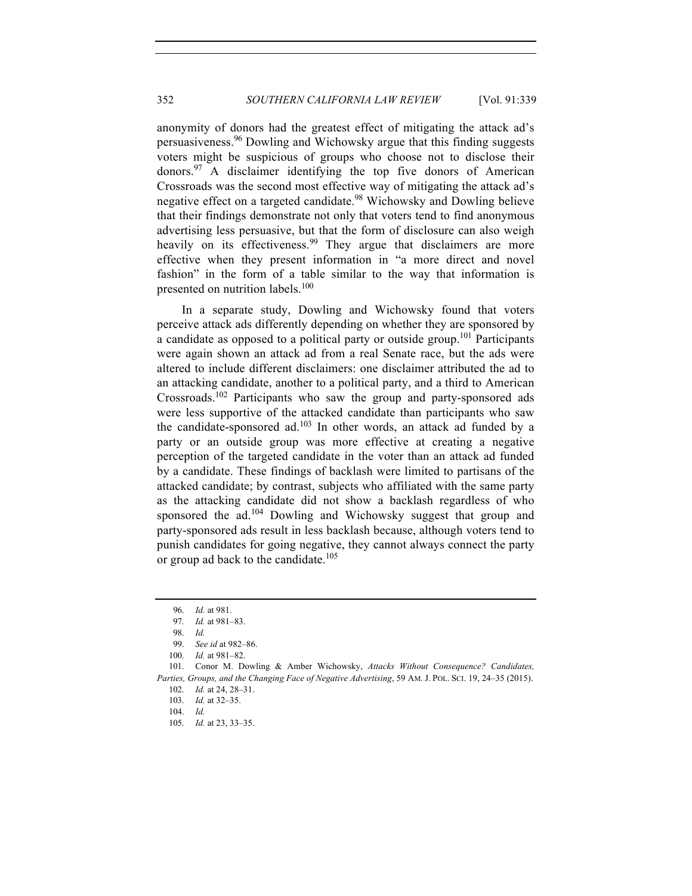anonymity of donors had the greatest effect of mitigating the attack ad's persuasiveness.[96] Dowling and Wichowsky argue that this finding suggests voters might be suspicious of groups who choose not to disclose their donors.[97] A disclaimer identifying the top five donors of American Crossroads was the second most effective way of mitigating the attack ad's negative effect on a targeted candidate.[98] Wichowsky and Dowling believe that their findings demonstrate not only that voters tend to find anonymous advertising less persuasive, but that the form of disclosure can also weigh heavily on its effectiveness.[99] They argue that disclaimers are more effective when they present information in "a more direct and novel fashion" in the form of a table similar to the way that information is presented on nutrition labels.[100]

In a separate study, Dowling and Wichowsky found that voters perceive attack ads differently depending on whether they are sponsored by a candidate as opposed to a political party or outside group.[101] Participants were again shown an attack ad from a real Senate race, but the ads were altered to include different disclaimers: one disclaimer attributed the ad to an attacking candidate, another to a political party, and a third to American Crossroads.[102] Participants who saw the group and party-sponsored ads were less supportive of the attacked candidate than participants who saw the candidate-sponsored ad.[103] In other words, an attack ad funded by a party or an outside group was more effective at creating a negative perception of the targeted candidate in the voter than an attack ad funded by a candidate. These findings of backlash were limited to partisans of the attacked candidate; by contrast, subjects who affiliated with the same party as the attacking candidate did not show a backlash regardless of who sponsored the ad.[104] Dowling and Wichowsky suggest that group and party-sponsored ads result in less backlash because, although voters tend to punish candidates for going negative, they cannot always connect the party or group ad back to the candidate.[105]

---

96. *Id.* at 981.

97. *Id.* at 981–83.

98. *Id.*

99. *See id* at 982–86.

100. *Id.* at 981–82.

101. Conor M. Dowling & Amber Wichowsky, *Attacks Without Consequence? Candidates, Parties, Groups, and the Changing Face of Negative Advertising*, 59 AM. J. POL. SCI. 19, 24–35 (2015).

102. *Id.* at 24, 28–31.

103. *Id.* at 32–35.

104. *Id.*

105. *Id.* at 23, 33–35.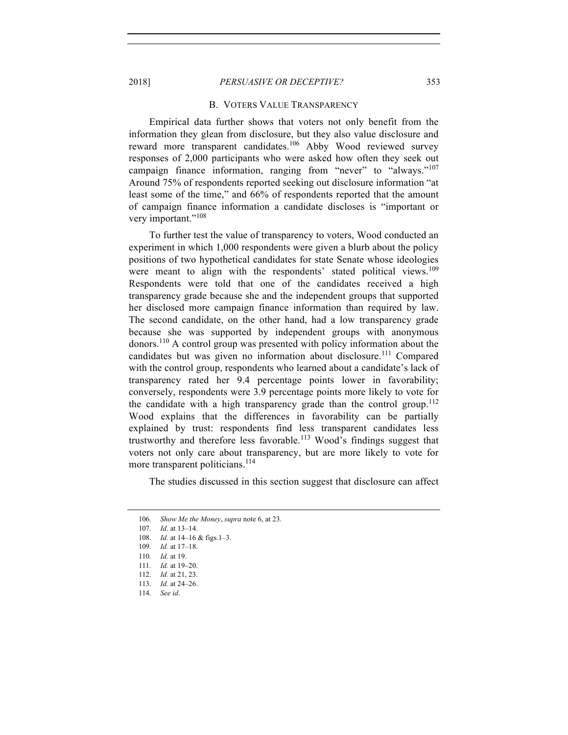### B. Voters Value Transparency

Empirical data further shows that voters not only benefit from the information they glean from disclosure, but they also value disclosure and reward more transparent candidates.[106] Abby Wood reviewed survey responses of 2,000 participants who were asked how often they seek out campaign finance information, ranging from "never" to "always."[107] Around 75% of respondents reported seeking out disclosure information "at least some of the time," and 66% of respondents reported that the amount of campaign finance information a candidate discloses is "important or very important."[108]

To further test the value of transparency to voters, Wood conducted an experiment in which 1,000 respondents were given a blurb about the policy positions of two hypothetical candidates for state Senate whose ideologies were meant to align with the respondents' stated political views.[109] Respondents were told that one of the candidates received a high transparency grade because she and the independent groups that supported her disclosed more campaign finance information than required by law. The second candidate, on the other hand, had a low transparency grade because she was supported by independent groups with anonymous donors.[110] A control group was presented with policy information about the candidates but was given no information about disclosure.[111] Compared with the control group, respondents who learned about a candidate's lack of transparency rated her 9.4 percentage points lower in favorability; conversely, respondents were 3.9 percentage points more likely to vote for the candidate with a high transparency grade than the control group.[112] Wood explains that the differences in favorability can be partially explained by trust: respondents find less transparent candidates less trustworthy and therefore less favorable.[113] Wood's findings suggest that voters not only care about transparency, but are more likely to vote for more transparent politicians.[114]

The studies discussed in this section suggest that disclosure can affect

---

106. *Show Me the Money*, *supra* note 6, at 23.
107. *Id*. at 13–14.
108. *Id.* at 14–16 & figs.1–3.
109. *Id.* at 17–18.
110. *Id.* at 19.
111. *Id.* at 19–20.
112. *Id.* at 21, 23.
113. *Id.* at 24–26.
114. *See id*.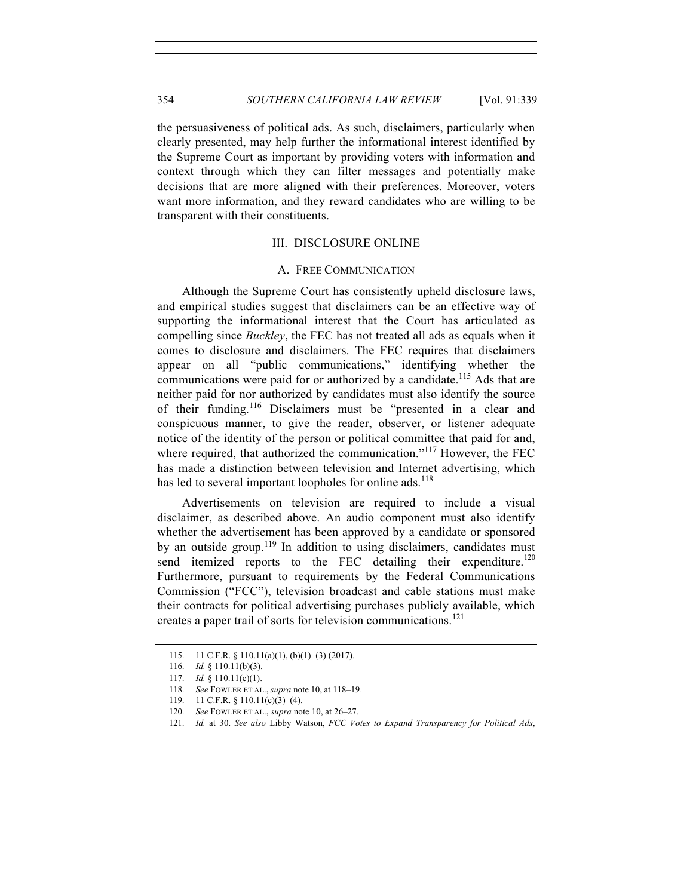the persuasiveness of political ads. As such, disclaimers, particularly when clearly presented, may help further the informational interest identified by the Supreme Court as important by providing voters with information and context through which they can filter messages and potentially make decisions that are more aligned with their preferences. Moreover, voters want more information, and they reward candidates who are willing to be transparent with their constituents.

## III. DISCLOSURE ONLINE

### A. FREE COMMUNICATION

Although the Supreme Court has consistently upheld disclosure laws, and empirical studies suggest that disclaimers can be an effective way of supporting the informational interest that the Court has articulated as compelling since *Buckley*, the FEC has not treated all ads as equals when it comes to disclosure and disclaimers. The FEC requires that disclaimers appear on all "public communications," identifying whether the communications were paid for or authorized by a candidate.[115] Ads that are neither paid for nor authorized by candidates must also identify the source of their funding.[116] Disclaimers must be "presented in a clear and conspicuous manner, to give the reader, observer, or listener adequate notice of the identity of the person or political committee that paid for and, where required, that authorized the communication."[117] However, the FEC has made a distinction between television and Internet advertising, which has led to several important loopholes for online ads.[118]

Advertisements on television are required to include a visual disclaimer, as described above. An audio component must also identify whether the advertisement has been approved by a candidate or sponsored by an outside group.[119] In addition to using disclaimers, candidates must send itemized reports to the FEC detailing their expenditure.[120] Furthermore, pursuant to requirements by the Federal Communications Commission ("FCC"), television broadcast and cable stations must make their contracts for political advertising purchases publicly available, which creates a paper trail of sorts for television communications.[121]

---

115. 11 C.F.R. § 110.11(a)(1), (b)(1)–(3) (2017).

116. *Id.* § 110.11(b)(3).

117. *Id.* § 110.11(c)(1).

118. *See* FOWLER ET AL., *supra* note 10, at 118–19.

119. 11 C.F.R. § 110.11(c)(3)–(4).

120. *See* FOWLER ET AL., *supra* note 10, at 26–27.

121. *Id.* at 30. *See also* Libby Watson, *FCC Votes to Expand Transparency for Political Ads*,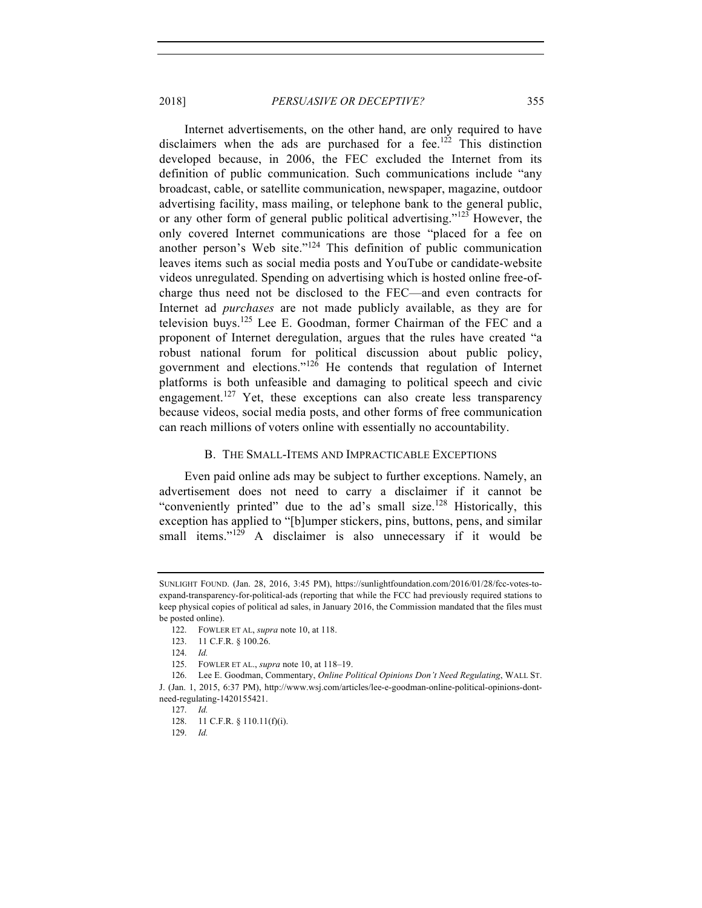Internet advertisements, on the other hand, are only required to have disclaimers when the ads are purchased for a fee.[122] This distinction developed because, in 2006, the FEC excluded the Internet from its definition of public communication. Such communications include "any broadcast, cable, or satellite communication, newspaper, magazine, outdoor advertising facility, mass mailing, or telephone bank to the general public, or any other form of general public political advertising."[123] However, the only covered Internet communications are those "placed for a fee on another person's Web site."[124] This definition of public communication leaves items such as social media posts and YouTube or candidate-website videos unregulated. Spending on advertising which is hosted online free-of-charge thus need not be disclosed to the FEC—and even contracts for Internet ad *purchases* are not made publicly available, as they are for television buys.[125] Lee E. Goodman, former Chairman of the FEC and a proponent of Internet deregulation, argues that the rules have created "a robust national forum for political discussion about public policy, government and elections."[126] He contends that regulation of Internet platforms is both unfeasible and damaging to political speech and civic engagement.[127] Yet, these exceptions can also create less transparency because videos, social media posts, and other forms of free communication can reach millions of voters online with essentially no accountability.

## B. The Small-Items and Impracticable Exceptions

Even paid online ads may be subject to further exceptions. Namely, an advertisement does not need to carry a disclaimer if it cannot be "conveniently printed" due to the ad's small size.[128] Historically, this exception has applied to "[b]umper stickers, pins, buttons, pens, and similar small items."[129] A disclaimer is also unnecessary if it would be

---

SUNLIGHT FOUND. (Jan. 28, 2016, 3:45 PM), https://sunlightfoundation.com/2016/01/28/fcc-votes-to-expand-transparency-for-political-ads (reporting that while the FCC had previously required stations to keep physical copies of political ad sales, in January 2016, the Commission mandated that the files must be posted online).

122. FOWLER ET AL, *supra* note 10, at 118.

123. 11 C.F.R. § 100.26.

124. *Id.*

125. FOWLER ET AL., *supra* note 10, at 118–19.

126. Lee E. Goodman, Commentary, *Online Political Opinions Don't Need Regulating*, WALL ST. J. (Jan. 1, 2015, 6:37 PM), http://www.wsj.com/articles/lee-e-goodman-online-political-opinions-dont-need-regulating-1420155421.

127. *Id.*

128. 11 C.F.R. § 110.11(f)(i).

129. *Id.*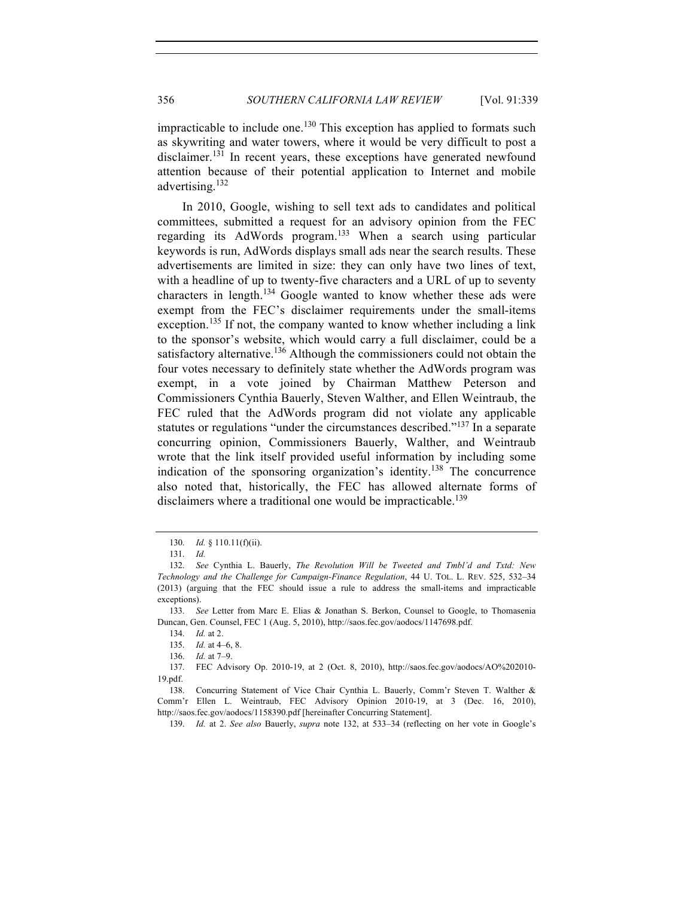impracticable to include one.[130] This exception has applied to formats such as skywriting and water towers, where it would be very difficult to post a disclaimer.[131] In recent years, these exceptions have generated newfound attention because of their potential application to Internet and mobile advertising.[132]

In 2010, Google, wishing to sell text ads to candidates and political committees, submitted a request for an advisory opinion from the FEC regarding its AdWords program.[133] When a search using particular keywords is run, AdWords displays small ads near the search results. These advertisements are limited in size: they can only have two lines of text, with a headline of up to twenty-five characters and a URL of up to seventy characters in length.[134] Google wanted to know whether these ads were exempt from the FEC's disclaimer requirements under the small-items exception.[135] If not, the company wanted to know whether including a link to the sponsor's website, which would carry a full disclaimer, could be a satisfactory alternative.[136] Although the commissioners could not obtain the four votes necessary to definitely state whether the AdWords program was exempt, in a vote joined by Chairman Matthew Peterson and Commissioners Cynthia Bauerly, Steven Walther, and Ellen Weintraub, the FEC ruled that the AdWords program did not violate any applicable statutes or regulations "under the circumstances described."[137] In a separate concurring opinion, Commissioners Bauerly, Walther, and Weintraub wrote that the link itself provided useful information by including some indication of the sponsoring organization's identity.[138] The concurrence also noted that, historically, the FEC has allowed alternate forms of disclaimers where a traditional one would be impracticable.[139]

---

130. *Id.* § 110.11(f)(ii).

131. *Id.*

132. *See* Cynthia L. Bauerly, *The Revolution Will be Tweeted and Tmbl'd and Txtd: New Technology and the Challenge for Campaign-Finance Regulation*, 44 U. TOL. L. REV. 525, 532–34 (2013) (arguing that the FEC should issue a rule to address the small-items and impracticable exceptions).

133. *See* Letter from Marc E. Elias & Jonathan S. Berkon, Counsel to Google, to Thomasenia Duncan, Gen. Counsel, FEC 1 (Aug. 5, 2010), http://saos.fec.gov/aodocs/1147698.pdf.

134. *Id.* at 2.

135. *Id.* at 4–6, 8.

136. *Id.* at 7–9.

137. FEC Advisory Op. 2010-19, at 2 (Oct. 8, 2010), http://saos.fec.gov/aodocs/AO%202010-19.pdf.

138. Concurring Statement of Vice Chair Cynthia L. Bauerly, Comm'r Steven T. Walther & Comm'r Ellen L. Weintraub, FEC Advisory Opinion 2010-19, at 3 (Dec. 16, 2010), http://saos.fec.gov/aodocs/1158390.pdf [hereinafter Concurring Statement].

139. *Id.* at 2. *See also* Bauerly, *supra* note 132, at 533–34 (reflecting on her vote in Google's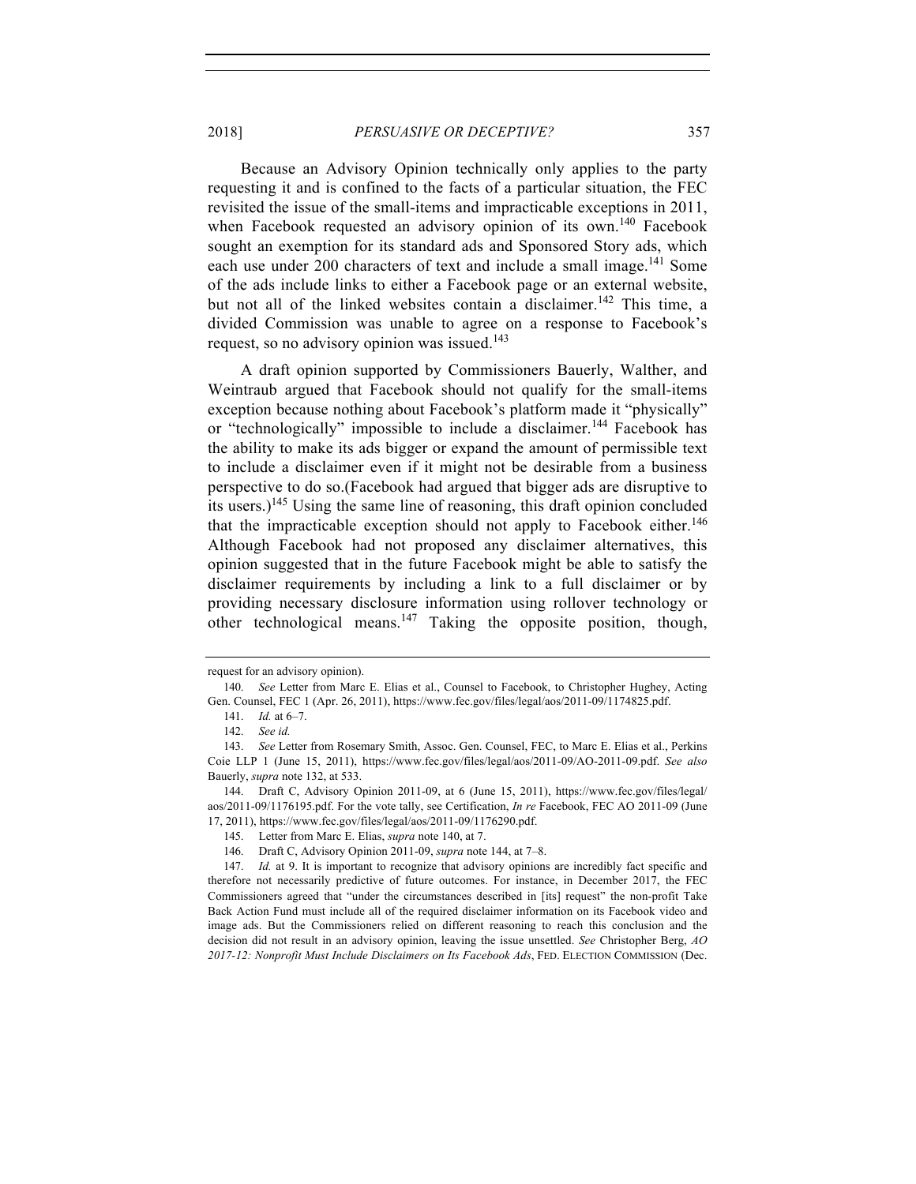Because an Advisory Opinion technically only applies to the party requesting it and is confined to the facts of a particular situation, the FEC revisited the issue of the small-items and impracticable exceptions in 2011, when Facebook requested an advisory opinion of its own.[140] Facebook sought an exemption for its standard ads and Sponsored Story ads, which each use under 200 characters of text and include a small image.[141] Some of the ads include links to either a Facebook page or an external website, but not all of the linked websites contain a disclaimer.[142] This time, a divided Commission was unable to agree on a response to Facebook's request, so no advisory opinion was issued.[143]

A draft opinion supported by Commissioners Bauerly, Walther, and Weintraub argued that Facebook should not qualify for the small-items exception because nothing about Facebook's platform made it "physically" or "technologically" impossible to include a disclaimer.[144] Facebook has the ability to make its ads bigger or expand the amount of permissible text to include a disclaimer even if it might not be desirable from a business perspective to do so.(Facebook had argued that bigger ads are disruptive to its users.)[145] Using the same line of reasoning, this draft opinion concluded that the impracticable exception should not apply to Facebook either.[146] Although Facebook had not proposed any disclaimer alternatives, this opinion suggested that in the future Facebook might be able to satisfy the disclaimer requirements by including a link to a full disclaimer or by providing necessary disclosure information using rollover technology or other technological means.[147] Taking the opposite position, though,

---

request for an advisory opinion).

140. *See* Letter from Marc E. Elias et al., Counsel to Facebook, to Christopher Hughey, Acting Gen. Counsel, FEC 1 (Apr. 26, 2011), https://www.fec.gov/files/legal/aos/2011-09/1174825.pdf.

141. *Id.* at 6–7.

142. *See id.*

143. *See* Letter from Rosemary Smith, Assoc. Gen. Counsel, FEC, to Marc E. Elias et al., Perkins Coie LLP 1 (June 15, 2011), https://www.fec.gov/files/legal/aos/2011-09/AO-2011-09.pdf. *See also* Bauerly, *supra* note 132, at 533.

144. Draft C, Advisory Opinion 2011-09, at 6 (June 15, 2011), https://www.fec.gov/files/legal/aos/2011-09/1176195.pdf. For the vote tally, see Certification, *In re* Facebook, FEC AO 2011-09 (June 17, 2011), https://www.fec.gov/files/legal/aos/2011-09/1176290.pdf.

145. Letter from Marc E. Elias, *supra* note 140, at 7.

146. Draft C, Advisory Opinion 2011-09, *supra* note 144, at 7–8.

147. *Id.* at 9. It is important to recognize that advisory opinions are incredibly fact specific and therefore not necessarily predictive of future outcomes. For instance, in December 2017, the FEC Commissioners agreed that "under the circumstances described in [its] request" the non-profit Take Back Action Fund must include all of the required disclaimer information on its Facebook video and image ads. But the Commissioners relied on different reasoning to reach this conclusion and the decision did not result in an advisory opinion, leaving the issue unsettled. *See* Christopher Berg, *AO 2017-12: Nonprofit Must Include Disclaimers on Its Facebook Ads*, FED. ELECTION COMMISSION (Dec.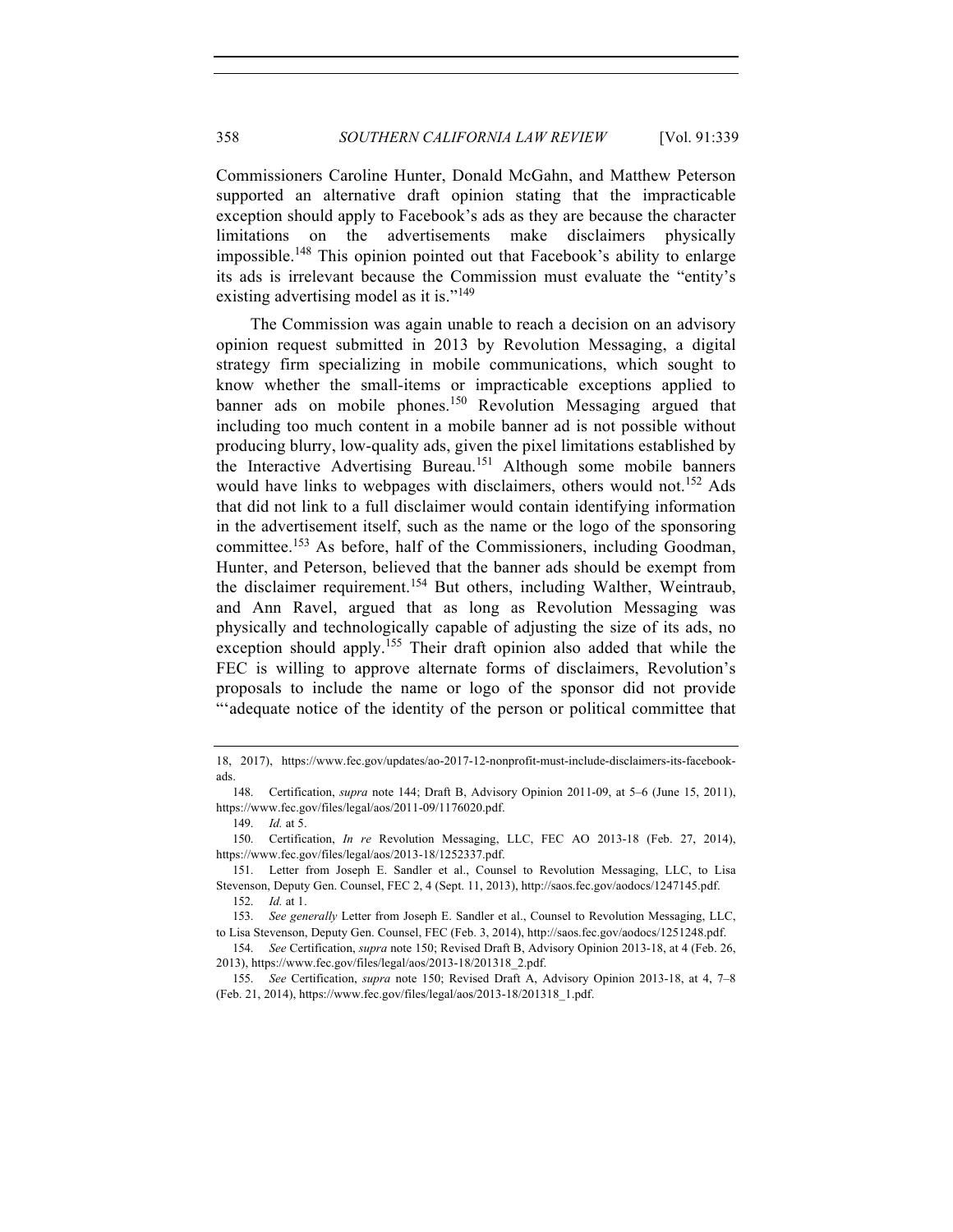Commissioners Caroline Hunter, Donald McGahn, and Matthew Peterson supported an alternative draft opinion stating that the impracticable exception should apply to Facebook's ads as they are because the character limitations on the advertisements make disclaimers physically impossible.[148] This opinion pointed out that Facebook's ability to enlarge its ads is irrelevant because the Commission must evaluate the "entity's existing advertising model as it is."[149]

The Commission was again unable to reach a decision on an advisory opinion request submitted in 2013 by Revolution Messaging, a digital strategy firm specializing in mobile communications, which sought to know whether the small-items or impracticable exceptions applied to banner ads on mobile phones.[150] Revolution Messaging argued that including too much content in a mobile banner ad is not possible without producing blurry, low-quality ads, given the pixel limitations established by the Interactive Advertising Bureau.[151] Although some mobile banners would have links to webpages with disclaimers, others would not.[152] Ads that did not link to a full disclaimer would contain identifying information in the advertisement itself, such as the name or the logo of the sponsoring committee.[153] As before, half of the Commissioners, including Goodman, Hunter, and Peterson, believed that the banner ads should be exempt from the disclaimer requirement.[154] But others, including Walther, Weintraub, and Ann Ravel, argued that as long as Revolution Messaging was physically and technologically capable of adjusting the size of its ads, no exception should apply.[155] Their draft opinion also added that while the FEC is willing to approve alternate forms of disclaimers, Revolution's proposals to include the name or logo of the sponsor did not provide "'adequate notice of the identity of the person or political committee that

---

18, 2017), https://www.fec.gov/updates/ao-2017-12-nonprofit-must-include-disclaimers-its-facebook-ads.

148. Certification, *supra* note 144; Draft B, Advisory Opinion 2011-09, at 5–6 (June 15, 2011), https://www.fec.gov/files/legal/aos/2011-09/1176020.pdf.

149. *Id.* at 5.

150. Certification, *In re* Revolution Messaging, LLC, FEC AO 2013-18 (Feb. 27, 2014), https://www.fec.gov/files/legal/aos/2013-18/1252337.pdf.

151. Letter from Joseph E. Sandler et al., Counsel to Revolution Messaging, LLC, to Lisa Stevenson, Deputy Gen. Counsel, FEC 2, 4 (Sept. 11, 2013), http://saos.fec.gov/aodocs/1247145.pdf.

152. *Id.* at 1.

153. *See generally* Letter from Joseph E. Sandler et al., Counsel to Revolution Messaging, LLC, to Lisa Stevenson, Deputy Gen. Counsel, FEC (Feb. 3, 2014), http://saos.fec.gov/aodocs/1251248.pdf.

154. *See* Certification, *supra* note 150; Revised Draft B, Advisory Opinion 2013-18, at 4 (Feb. 26, 2013), https://www.fec.gov/files/legal/aos/2013-18/201318_2.pdf.

155. *See* Certification, *supra* note 150; Revised Draft A, Advisory Opinion 2013-18, at 4, 7–8 (Feb. 21, 2014), https://www.fec.gov/files/legal/aos/2013-18/201318_1.pdf.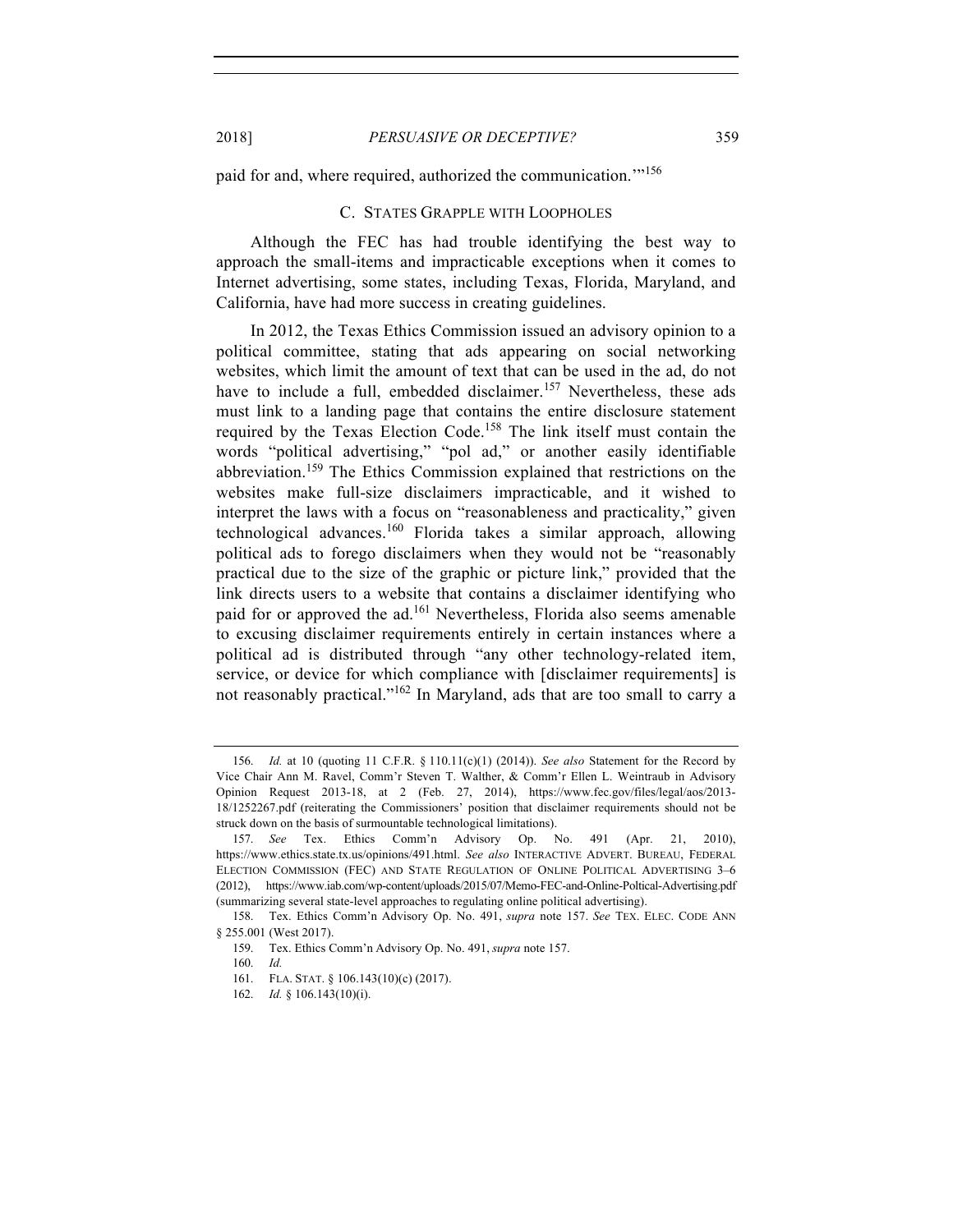paid for and, where required, authorized the communication.'"[156]

### C. STATES GRAPPLE WITH LOOPHOLES

Although the FEC has had trouble identifying the best way to approach the small-items and impracticable exceptions when it comes to Internet advertising, some states, including Texas, Florida, Maryland, and California, have had more success in creating guidelines.

In 2012, the Texas Ethics Commission issued an advisory opinion to a political committee, stating that ads appearing on social networking websites, which limit the amount of text that can be used in the ad, do not have to include a full, embedded disclaimer.[157] Nevertheless, these ads must link to a landing page that contains the entire disclosure statement required by the Texas Election Code.[158] The link itself must contain the words "political advertising," "pol ad," or another easily identifiable abbreviation.[159] The Ethics Commission explained that restrictions on the websites make full-size disclaimers impracticable, and it wished to interpret the laws with a focus on "reasonableness and practicality," given technological advances.[160] Florida takes a similar approach, allowing political ads to forego disclaimers when they would not be "reasonably practical due to the size of the graphic or picture link," provided that the link directs users to a website that contains a disclaimer identifying who paid for or approved the ad.[161] Nevertheless, Florida also seems amenable to excusing disclaimer requirements entirely in certain instances where a political ad is distributed through "any other technology-related item, service, or device for which compliance with [disclaimer requirements] is not reasonably practical."[162] In Maryland, ads that are too small to carry a

---

156. *Id.* at 10 (quoting 11 C.F.R. § 110.11(c)(1) (2014)). *See also* Statement for the Record by Vice Chair Ann M. Ravel, Comm'r Steven T. Walther, & Comm'r Ellen L. Weintraub in Advisory Opinion Request 2013-18, at 2 (Feb. 27, 2014), https://www.fec.gov/files/legal/aos/2013-18/1252267.pdf (reiterating the Commissioners' position that disclaimer requirements should not be struck down on the basis of surmountable technological limitations).

157. *See* Tex. Ethics Comm'n Advisory Op. No. 491 (Apr. 21, 2010), https://www.ethics.state.tx.us/opinions/491.html. *See also* INTERACTIVE ADVERT. BUREAU, FEDERAL ELECTION COMMISSION (FEC) AND STATE REGULATION OF ONLINE POLITICAL ADVERTISING 3–6 (2012), https://www.iab.com/wp-content/uploads/2015/07/Memo-FEC-and-Online-Poltical-Advertising.pdf (summarizing several state-level approaches to regulating online political advertising).

158. Tex. Ethics Comm'n Advisory Op. No. 491, *supra* note 157. *See* TEX. ELEC. CODE ANN § 255.001 (West 2017).

159. Tex. Ethics Comm'n Advisory Op. No. 491, *supra* note 157.

160. *Id.*

161. FLA. STAT. § 106.143(10)(c) (2017).

162. *Id.* § 106.143(10)(i).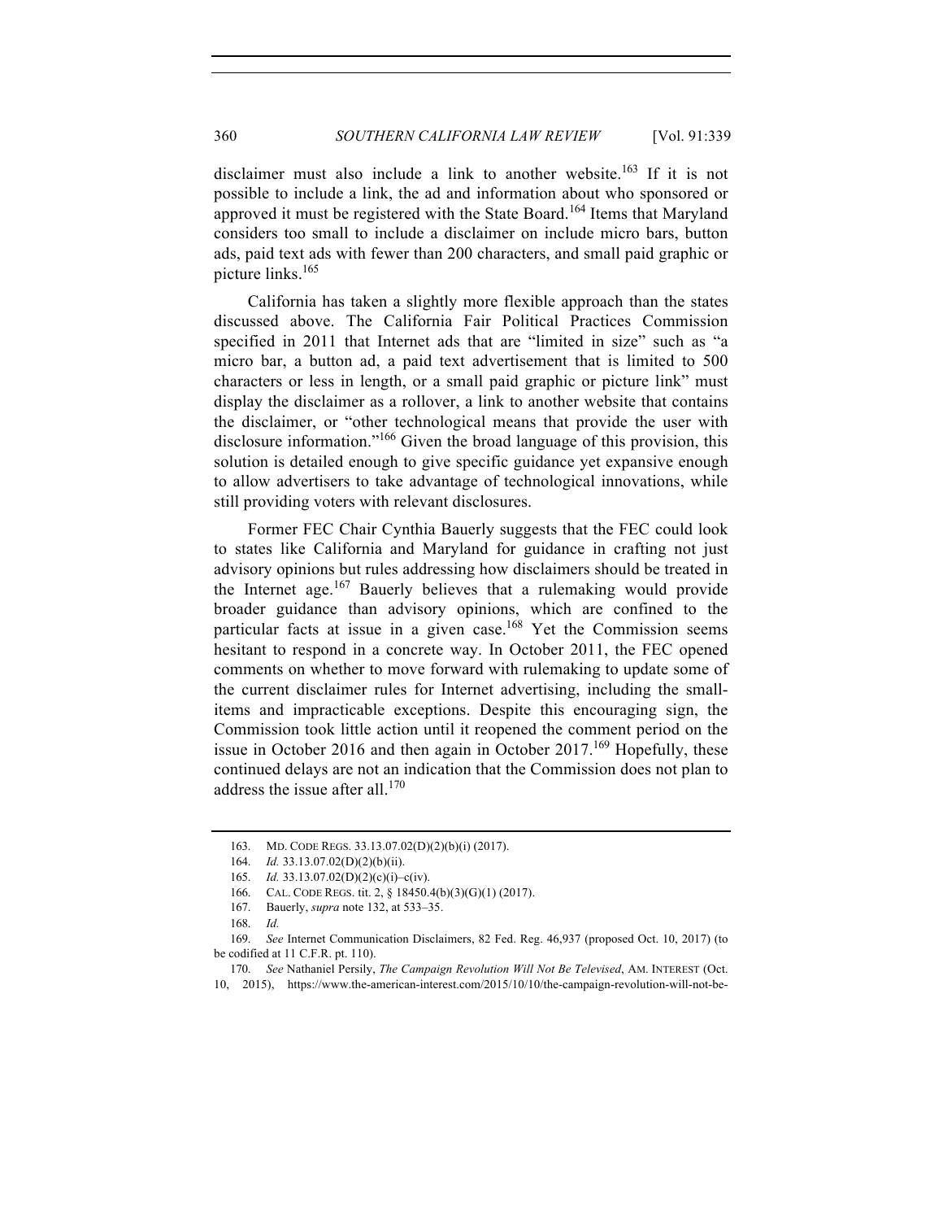disclaimer must also include a link to another website.[163] If it is not possible to include a link, the ad and information about who sponsored or approved it must be registered with the State Board.[164] Items that Maryland considers too small to include a disclaimer on include micro bars, button ads, paid text ads with fewer than 200 characters, and small paid graphic or picture links.[165]

California has taken a slightly more flexible approach than the states discussed above. The California Fair Political Practices Commission specified in 2011 that Internet ads that are "limited in size" such as "a micro bar, a button ad, a paid text advertisement that is limited to 500 characters or less in length, or a small paid graphic or picture link" must display the disclaimer as a rollover, a link to another website that contains the disclaimer, or "other technological means that provide the user with disclosure information."[166] Given the broad language of this provision, this solution is detailed enough to give specific guidance yet expansive enough to allow advertisers to take advantage of technological innovations, while still providing voters with relevant disclosures.

Former FEC Chair Cynthia Bauerly suggests that the FEC could look to states like California and Maryland for guidance in crafting not just advisory opinions but rules addressing how disclaimers should be treated in the Internet age.[167] Bauerly believes that a rulemaking would provide broader guidance than advisory opinions, which are confined to the particular facts at issue in a given case.[168] Yet the Commission seems hesitant to respond in a concrete way. In October 2011, the FEC opened comments on whether to move forward with rulemaking to update some of the current disclaimer rules for Internet advertising, including the small-items and impracticable exceptions. Despite this encouraging sign, the Commission took little action until it reopened the comment period on the issue in October 2016 and then again in October 2017.[169] Hopefully, these continued delays are not an indication that the Commission does not plan to address the issue after all.[170]

163. MD. CODE REGS. 33.13.07.02(D)(2)(b)(i) (2017).

164. *Id.* 33.13.07.02(D)(2)(b)(ii).

165. *Id.* 33.13.07.02(D)(2)(c)(i)–c(iv).

166. CAL. CODE REGS. tit. 2, § 18450.4(b)(3)(G)(1) (2017).

167. Bauerly, *supra* note 132, at 533–35.

168. *Id.*

169. *See* Internet Communication Disclaimers, 82 Fed. Reg. 46,937 (proposed Oct. 10, 2017) (to be codified at 11 C.F.R. pt. 110).

170. *See* Nathaniel Persily, *The Campaign Revolution Will Not Be Televised*, AM. INTEREST (Oct. 10, 2015), https://www.the-american-interest.com/2015/10/10/the-campaign-revolution-will-not-be-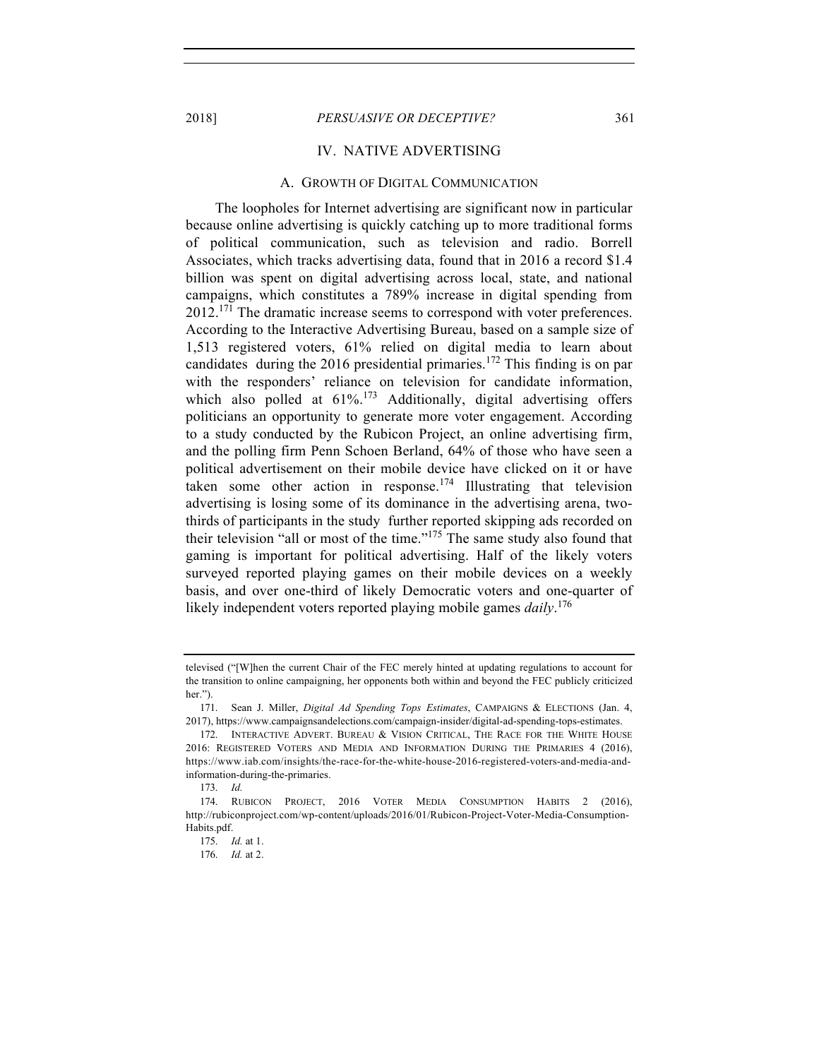## IV. NATIVE ADVERTISING

### A. GROWTH OF DIGITAL COMMUNICATION

The loopholes for Internet advertising are significant now in particular because online advertising is quickly catching up to more traditional forms of political communication, such as television and radio. Borrell Associates, which tracks advertising data, found that in 2016 a record $1.4 billion was spent on digital advertising across local, state, and national campaigns, which constitutes a 789% increase in digital spending from 2012.[171] The dramatic increase seems to correspond with voter preferences. According to the Interactive Advertising Bureau, based on a sample size of 1,513 registered voters, 61% relied on digital media to learn about candidates during the 2016 presidential primaries.[172] This finding is on par with the responders' reliance on television for candidate information, which also polled at 61%.[173] Additionally, digital advertising offers politicians an opportunity to generate more voter engagement. According to a study conducted by the Rubicon Project, an online advertising firm, and the polling firm Penn Schoen Berland, 64% of those who have seen a political advertisement on their mobile device have clicked on it or have taken some other action in response.[174] Illustrating that television advertising is losing some of its dominance in the advertising arena, two-thirds of participants in the study further reported skipping ads recorded on their television "all or most of the time."[175] The same study also found that gaming is important for political advertising. Half of the likely voters surveyed reported playing games on their mobile devices on a weekly basis, and over one-third of likely Democratic voters and one-quarter of likely independent voters reported playing mobile games *daily*.[176]

---

televised ("[W]hen the current Chair of the FEC merely hinted at updating regulations to account for the transition to online campaigning, her opponents both within and beyond the FEC publicly criticized her.").

171. Sean J. Miller, *Digital Ad Spending Tops Estimates*, CAMPAIGNS & ELECTIONS (Jan. 4, 2017), https://www.campaignsandelections.com/campaign-insider/digital-ad-spending-tops-estimates.

172. INTERACTIVE ADVERT. BUREAU & VISION CRITICAL, THE RACE FOR THE WHITE HOUSE 2016: REGISTERED VOTERS AND MEDIA AND INFORMATION DURING THE PRIMARIES 4 (2016), https://www.iab.com/insights/the-race-for-the-white-house-2016-registered-voters-and-media-and-information-during-the-primaries.

173. *Id.*

174. RUBICON PROJECT, 2016 VOTER MEDIA CONSUMPTION HABITS 2 (2016), http://rubiconproject.com/wp-content/uploads/2016/01/Rubicon-Project-Voter-Media-Consumption-Habits.pdf.

175. *Id.* at 1.

176. *Id.* at 2.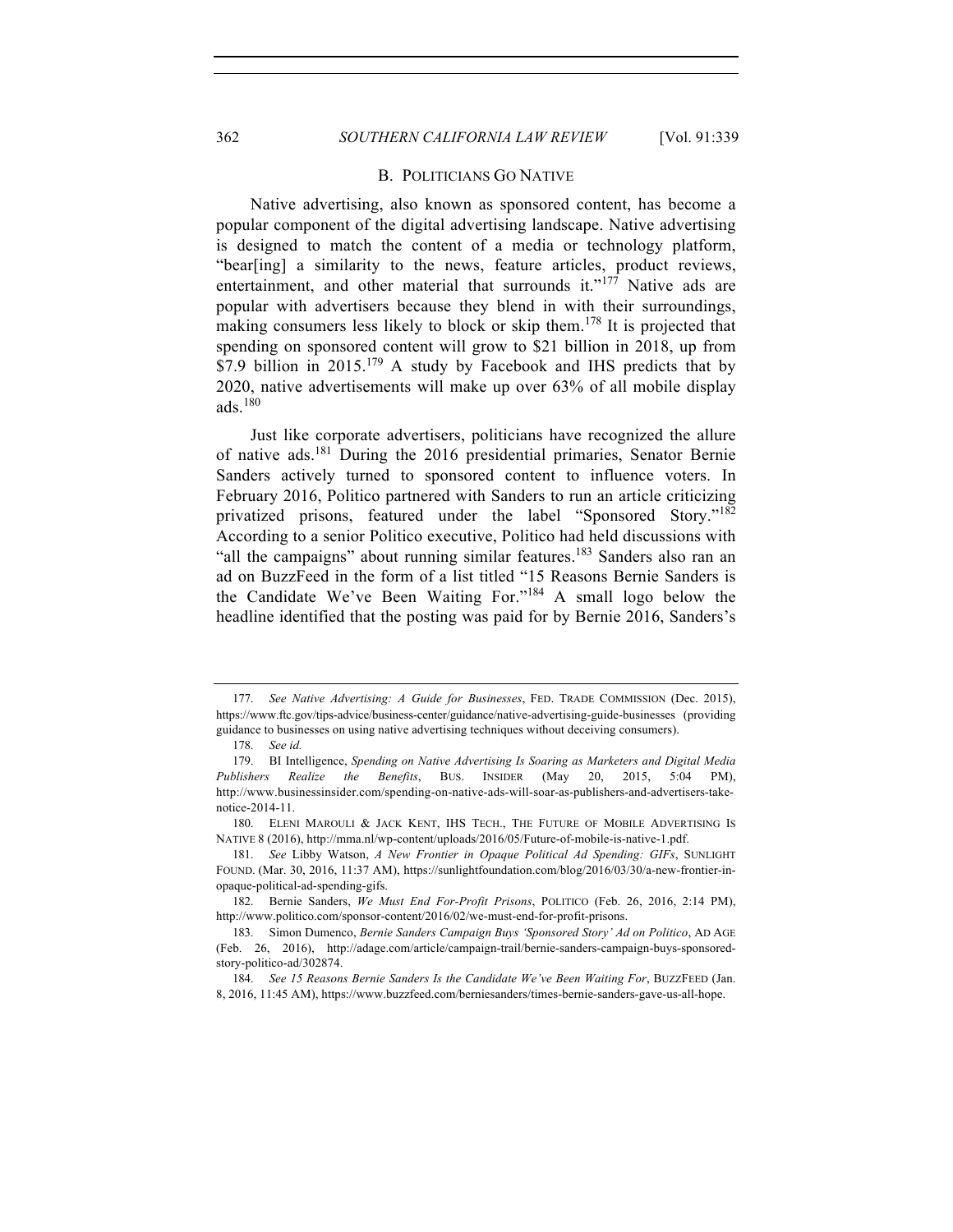### B. POLITICIANS GO NATIVE

Native advertising, also known as sponsored content, has become a popular component of the digital advertising landscape. Native advertising is designed to match the content of a media or technology platform, "bear[ing] a similarity to the news, feature articles, product reviews, entertainment, and other material that surrounds it."[177] Native ads are popular with advertisers because they blend in with their surroundings, making consumers less likely to block or skip them.[178] It is projected that spending on sponsored content will grow to $21 billion in 2018, up from $7.9 billion in 2015.[179] A study by Facebook and IHS predicts that by 2020, native advertisements will make up over 63% of all mobile display ads.[180]

Just like corporate advertisers, politicians have recognized the allure of native ads.[181] During the 2016 presidential primaries, Senator Bernie Sanders actively turned to sponsored content to influence voters. In February 2016, Politico partnered with Sanders to run an article criticizing privatized prisons, featured under the label "Sponsored Story."[182] According to a senior Politico executive, Politico had held discussions with "all the campaigns" about running similar features.[183] Sanders also ran an ad on BuzzFeed in the form of a list titled "15 Reasons Bernie Sanders is the Candidate We've Been Waiting For."[184] A small logo below the headline identified that the posting was paid for by Bernie 2016, Sanders's

---

177. *See Native Advertising: A Guide for Businesses*, FED. TRADE COMMISSION (Dec. 2015), https://www.ftc.gov/tips-advice/business-center/guidance/native-advertising-guide-businesses (providing guidance to businesses on using native advertising techniques without deceiving consumers).

178. *See id.*

179. BI Intelligence, *Spending on Native Advertising Is Soaring as Marketers and Digital Media Publishers Realize the Benefits*, BUS. INSIDER (May 20, 2015, 5:04 PM), http://www.businessinsider.com/spending-on-native-ads-will-soar-as-publishers-and-advertisers-take-notice-2014-11.

180. ELENI MAROULI & JACK KENT, IHS TECH., THE FUTURE OF MOBILE ADVERTISING IS NATIVE 8 (2016), http://mma.nl/wp-content/uploads/2016/05/Future-of-mobile-is-native-1.pdf.

181. *See* Libby Watson, *A New Frontier in Opaque Political Ad Spending: GIFs*, SUNLIGHT FOUND. (Mar. 30, 2016, 11:37 AM), https://sunlightfoundation.com/blog/2016/03/30/a-new-frontier-in-opaque-political-ad-spending-gifs.

182. Bernie Sanders, *We Must End For-Profit Prisons*, POLITICO (Feb. 26, 2016, 2:14 PM), http://www.politico.com/sponsor-content/2016/02/we-must-end-for-profit-prisons.

183. Simon Dumenco, *Bernie Sanders Campaign Buys 'Sponsored Story' Ad on Politico*, AD AGE (Feb. 26, 2016), http://adage.com/article/campaign-trail/bernie-sanders-campaign-buys-sponsored-story-politico-ad/302874.

184. *See 15 Reasons Bernie Sanders Is the Candidate We've Been Waiting For*, BUZZFEED (Jan. 8, 2016, 11:45 AM), https://www.buzzfeed.com/berniesanders/times-bernie-sanders-gave-us-all-hope.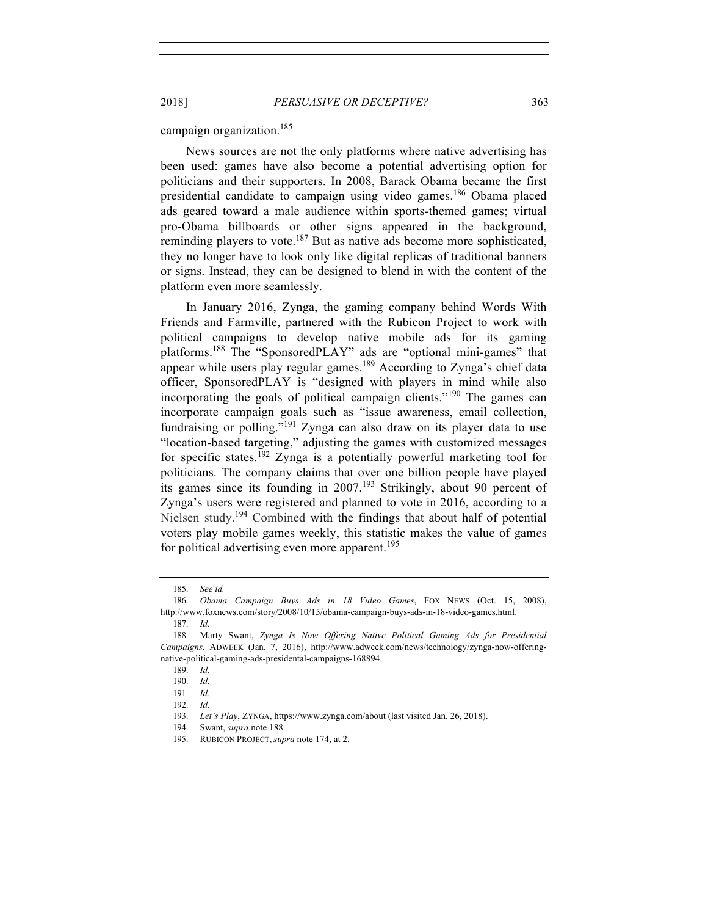campaign organization.[185]

News sources are not the only platforms where native advertising has been used: games have also become a potential advertising option for politicians and their supporters. In 2008, Barack Obama became the first presidential candidate to campaign using video games.[186] Obama placed ads geared toward a male audience within sports-themed games; virtual pro-Obama billboards or other signs appeared in the background, reminding players to vote.[187] But as native ads become more sophisticated, they no longer have to look only like digital replicas of traditional banners or signs. Instead, they can be designed to blend in with the content of the platform even more seamlessly.

In January 2016, Zynga, the gaming company behind Words With Friends and Farmville, partnered with the Rubicon Project to work with political campaigns to develop native mobile ads for its gaming platforms.[188] The "SponsoredPLAY" ads are "optional mini-games" that appear while users play regular games.[189] According to Zynga's chief data officer, SponsoredPLAY is "designed with players in mind while also incorporating the goals of political campaign clients."[190] The games can incorporate campaign goals such as "issue awareness, email collection, fundraising or polling."[191] Zynga can also draw on its player data to use "location-based targeting," adjusting the games with customized messages for specific states.[192] Zynga is a potentially powerful marketing tool for politicians. The company claims that over one billion people have played its games since its founding in 2007.[193] Strikingly, about 90 percent of Zynga's users were registered and planned to vote in 2016, according to a Nielsen study.[194] Combined with the findings that about half of potential voters play mobile games weekly, this statistic makes the value of games for political advertising even more apparent.[195]

---

185. *See id.*

186. *Obama Campaign Buys Ads in 18 Video Games*, FOX NEWS (Oct. 15, 2008), http://www.foxnews.com/story/2008/10/15/obama-campaign-buys-ads-in-18-video-games.html.

187. *Id.*

188. Marty Swant, *Zynga Is Now Offering Native Political Gaming Ads for Presidential Campaigns,* ADWEEK (Jan. 7, 2016), http://www.adweek.com/news/technology/zynga-now-offering-native-political-gaming-ads-presidental-campaigns-168894.

189. *Id.*

190. *Id.*

191. *Id.*

192. *Id.*

193. *Let's Play*, ZYNGA, https://www.zynga.com/about (last visited Jan. 26, 2018).

194. Swant, *supra* note 188.

195. RUBICON PROJECT, *supra* note 174, at 2.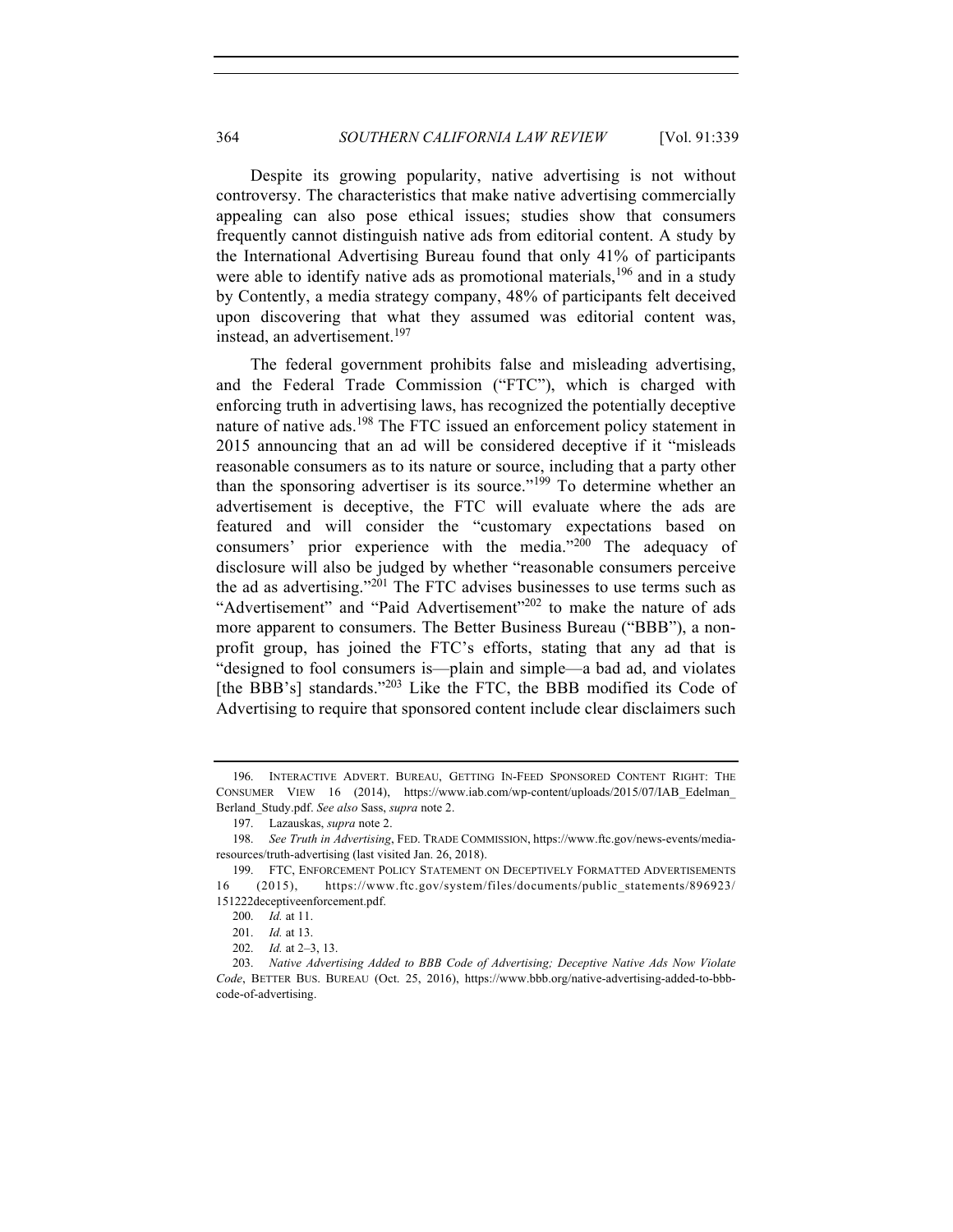Despite its growing popularity, native advertising is not without controversy. The characteristics that make native advertising commercially appealing can also pose ethical issues; studies show that consumers frequently cannot distinguish native ads from editorial content. A study by the International Advertising Bureau found that only 41% of participants were able to identify native ads as promotional materials,[196] and in a study by Contently, a media strategy company, 48% of participants felt deceived upon discovering that what they assumed was editorial content was, instead, an advertisement.[197]

The federal government prohibits false and misleading advertising, and the Federal Trade Commission ("FTC"), which is charged with enforcing truth in advertising laws, has recognized the potentially deceptive nature of native ads.[198] The FTC issued an enforcement policy statement in 2015 announcing that an ad will be considered deceptive if it "misleads reasonable consumers as to its nature or source, including that a party other than the sponsoring advertiser is its source."[199] To determine whether an advertisement is deceptive, the FTC will evaluate where the ads are featured and will consider the "customary expectations based on consumers' prior experience with the media."[200] The adequacy of disclosure will also be judged by whether "reasonable consumers perceive the ad as advertising."[201] The FTC advises businesses to use terms such as "Advertisement" and "Paid Advertisement"[202] to make the nature of ads more apparent to consumers. The Better Business Bureau ("BBB"), a non-profit group, has joined the FTC's efforts, stating that any ad that is "designed to fool consumers is—plain and simple—a bad ad, and violates [the BBB's] standards."[203] Like the FTC, the BBB modified its Code of Advertising to require that sponsored content include clear disclaimers such

---

196. INTERACTIVE ADVERT. BUREAU, GETTING IN-FEED SPONSORED CONTENT RIGHT: THE CONSUMER VIEW 16 (2014), https://www.iab.com/wp-content/uploads/2015/07/IAB_Edelman_Berland_Study.pdf. *See also* Sass, *supra* note 2.

197. Lazauskas, *supra* note 2.

198. *See Truth in Advertising*, FED. TRADE COMMISSION, https://www.ftc.gov/news-events/media-resources/truth-advertising (last visited Jan. 26, 2018).

199. FTC, ENFORCEMENT POLICY STATEMENT ON DECEPTIVELY FORMATTED ADVERTISEMENTS 16 (2015), https://www.ftc.gov/system/files/documents/public_statements/896923/151222deceptiveenforcement.pdf.

200. *Id.* at 11.

201. *Id.* at 13.

202. *Id.* at 2–3, 13.

203. *Native Advertising Added to BBB Code of Advertising; Deceptive Native Ads Now Violate Code*, BETTER BUS. BUREAU (Oct. 25, 2016), https://www.bbb.org/native-advertising-added-to-bbb-code-of-advertising.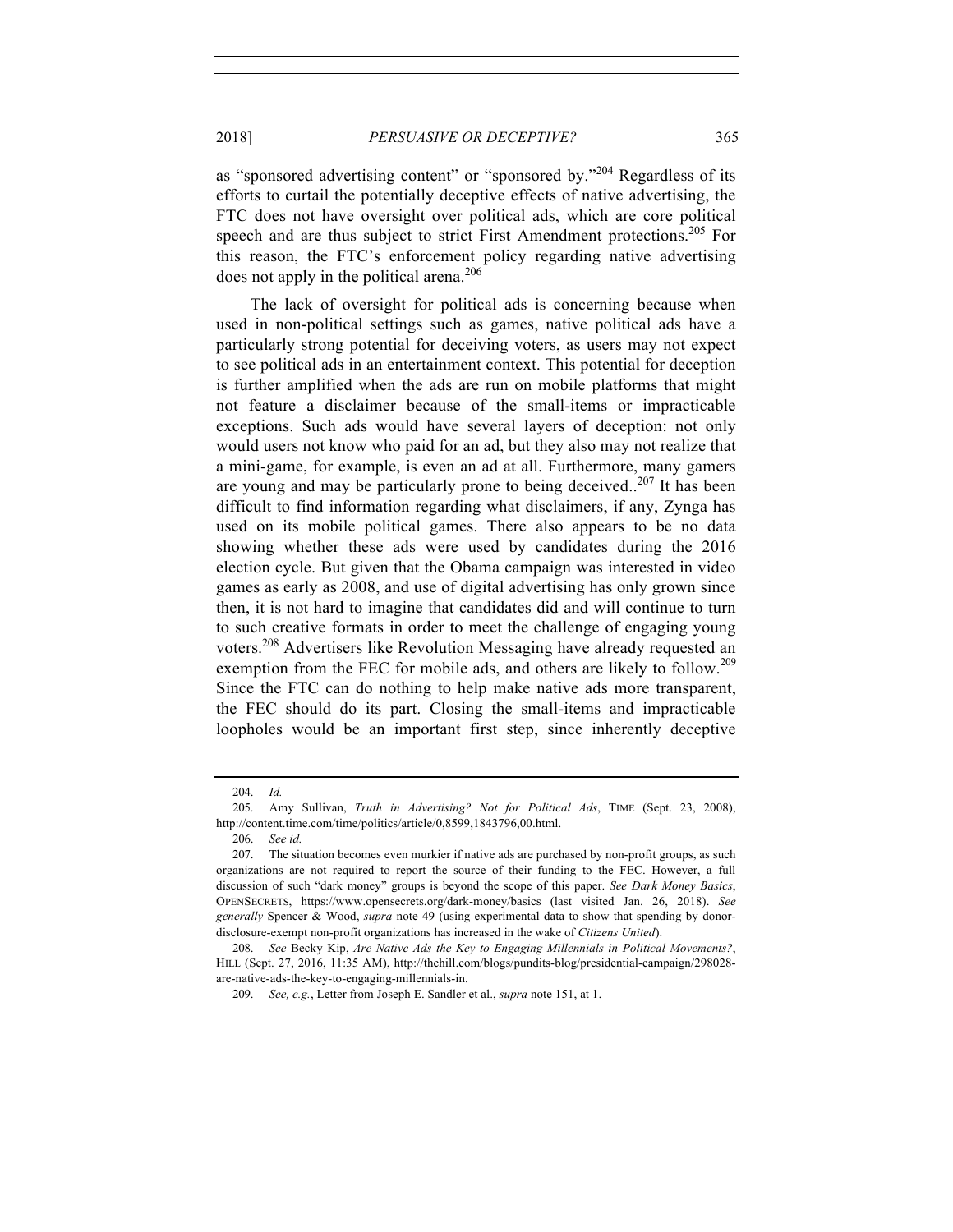as "sponsored advertising content" or "sponsored by."[204] Regardless of its efforts to curtail the potentially deceptive effects of native advertising, the FTC does not have oversight over political ads, which are core political speech and are thus subject to strict First Amendment protections.[205] For this reason, the FTC's enforcement policy regarding native advertising does not apply in the political arena.[206]

The lack of oversight for political ads is concerning because when used in non-political settings such as games, native political ads have a particularly strong potential for deceiving voters, as users may not expect to see political ads in an entertainment context. This potential for deception is further amplified when the ads are run on mobile platforms that might not feature a disclaimer because of the small-items or impracticable exceptions. Such ads would have several layers of deception: not only would users not know who paid for an ad, but they also may not realize that a mini-game, for example, is even an ad at all. Furthermore, many gamers are young and may be particularly prone to being deceived..[207] It has been difficult to find information regarding what disclaimers, if any, Zynga has used on its mobile political games. There also appears to be no data showing whether these ads were used by candidates during the 2016 election cycle. But given that the Obama campaign was interested in video games as early as 2008, and use of digital advertising has only grown since then, it is not hard to imagine that candidates did and will continue to turn to such creative formats in order to meet the challenge of engaging young voters.[208] Advertisers like Revolution Messaging have already requested an exemption from the FEC for mobile ads, and others are likely to follow.[209] Since the FTC can do nothing to help make native ads more transparent, the FEC should do its part. Closing the small-items and impracticable loopholes would be an important first step, since inherently deceptive

---

204. *Id.*

205. Amy Sullivan, *Truth in Advertising? Not for Political Ads*, TIME (Sept. 23, 2008), http://content.time.com/time/politics/article/0,8599,1843796,00.html.

206. *See id.*

207. The situation becomes even murkier if native ads are purchased by non-profit groups, as such organizations are not required to report the source of their funding to the FEC. However, a full discussion of such "dark money" groups is beyond the scope of this paper. *See Dark Money Basics*, OPENSECRETS, https://www.opensecrets.org/dark-money/basics (last visited Jan. 26, 2018). *See generally* Spencer & Wood, *supra* note 49 (using experimental data to show that spending by donor-disclosure-exempt non-profit organizations has increased in the wake of *Citizens United*).

208. *See* Becky Kip, *Are Native Ads the Key to Engaging Millennials in Political Movements?*, HILL (Sept. 27, 2016, 11:35 AM), http://thehill.com/blogs/pundits-blog/presidential-campaign/298028-are-native-ads-the-key-to-engaging-millennials-in.

209. *See, e.g.*, Letter from Joseph E. Sandler et al., *supra* note 151, at 1.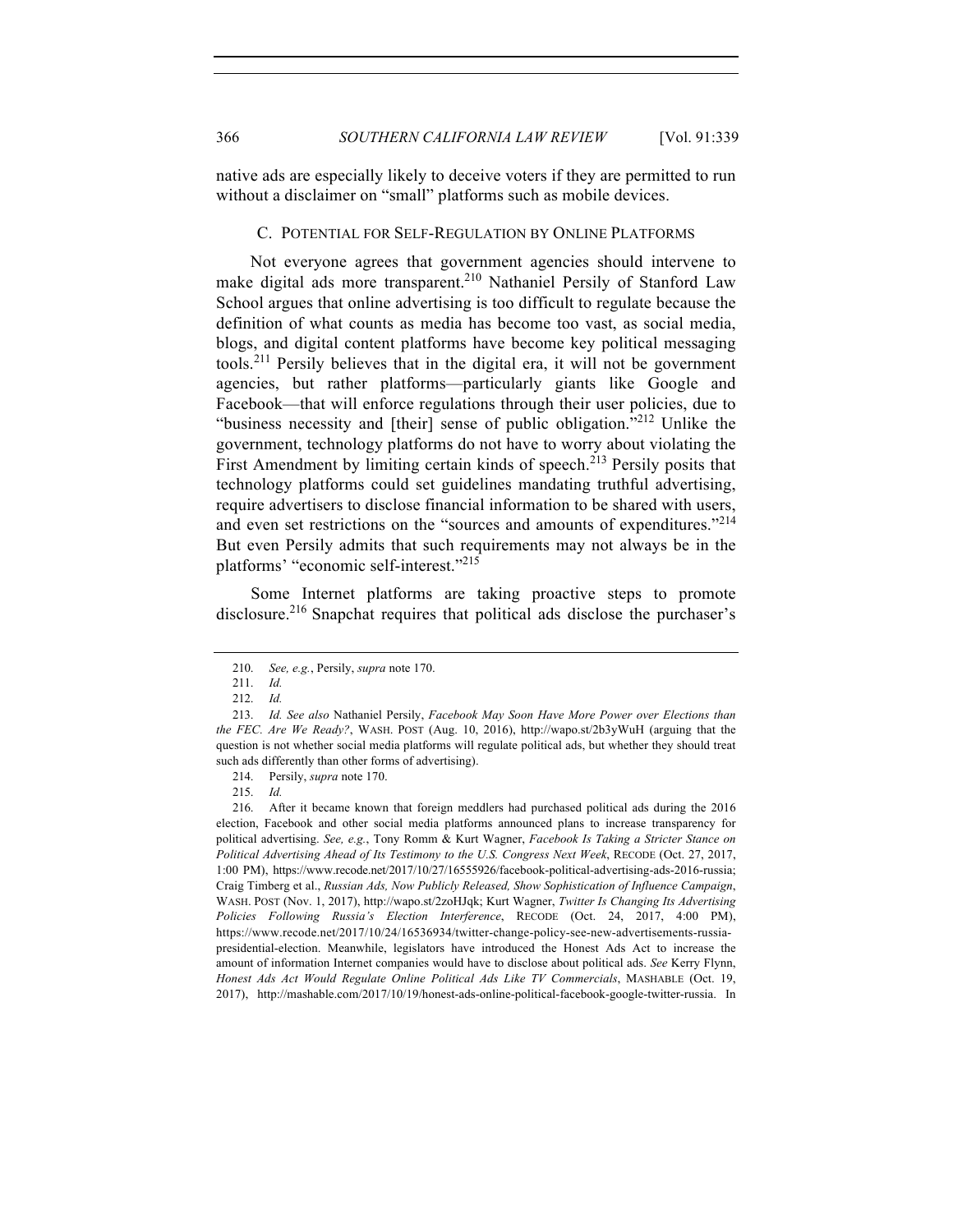native ads are especially likely to deceive voters if they are permitted to run without a disclaimer on "small" platforms such as mobile devices.

### C. POTENTIAL FOR SELF-REGULATION BY ONLINE PLATFORMS

Not everyone agrees that government agencies should intervene to make digital ads more transparent.[210] Nathaniel Persily of Stanford Law School argues that online advertising is too difficult to regulate because the definition of what counts as media has become too vast, as social media, blogs, and digital content platforms have become key political messaging tools.[211] Persily believes that in the digital era, it will not be government agencies, but rather platforms—particularly giants like Google and Facebook—that will enforce regulations through their user policies, due to "business necessity and [their] sense of public obligation."[212] Unlike the government, technology platforms do not have to worry about violating the First Amendment by limiting certain kinds of speech.[213] Persily posits that technology platforms could set guidelines mandating truthful advertising, require advertisers to disclose financial information to be shared with users, and even set restrictions on the "sources and amounts of expenditures."[214] But even Persily admits that such requirements may not always be in the platforms' "economic self-interest."[215]

Some Internet platforms are taking proactive steps to promote disclosure.[216] Snapchat requires that political ads disclose the purchaser's

---

210. *See, e.g.*, Persily, *supra* note 170.

211. *Id.*

212. *Id.*

213. *Id. See also* Nathaniel Persily, *Facebook May Soon Have More Power over Elections than the FEC. Are We Ready?*, WASH. POST (Aug. 10, 2016), http://wapo.st/2b3yWuH (arguing that the question is not whether social media platforms will regulate political ads, but whether they should treat such ads differently than other forms of advertising).

214. Persily, *supra* note 170.

215. *Id.*

216. After it became known that foreign meddlers had purchased political ads during the 2016 election, Facebook and other social media platforms announced plans to increase transparency for political advertising. *See, e.g.*, Tony Romm & Kurt Wagner, *Facebook Is Taking a Stricter Stance on Political Advertising Ahead of Its Testimony to the U.S. Congress Next Week*, RECODE (Oct. 27, 2017, 1:00 PM), https://www.recode.net/2017/10/27/16555926/facebook-political-advertising-ads-2016-russia; Craig Timberg et al., *Russian Ads, Now Publicly Released, Show Sophistication of Influence Campaign*, WASH. POST (Nov. 1, 2017), http://wapo.st/2zoHJqk; Kurt Wagner, *Twitter Is Changing Its Advertising Policies Following Russia's Election Interference*, RECODE (Oct. 24, 2017, 4:00 PM), https://www.recode.net/2017/10/24/16536934/twitter-change-policy-see-new-advertisements-russia-presidential-election. Meanwhile, legislators have introduced the Honest Ads Act to increase the amount of information Internet companies would have to disclose about political ads. *See* Kerry Flynn, *Honest Ads Act Would Regulate Online Political Ads Like TV Commercials*, MASHABLE (Oct. 19, 2017), http://mashable.com/2017/10/19/honest-ads-online-political-facebook-google-twitter-russia. In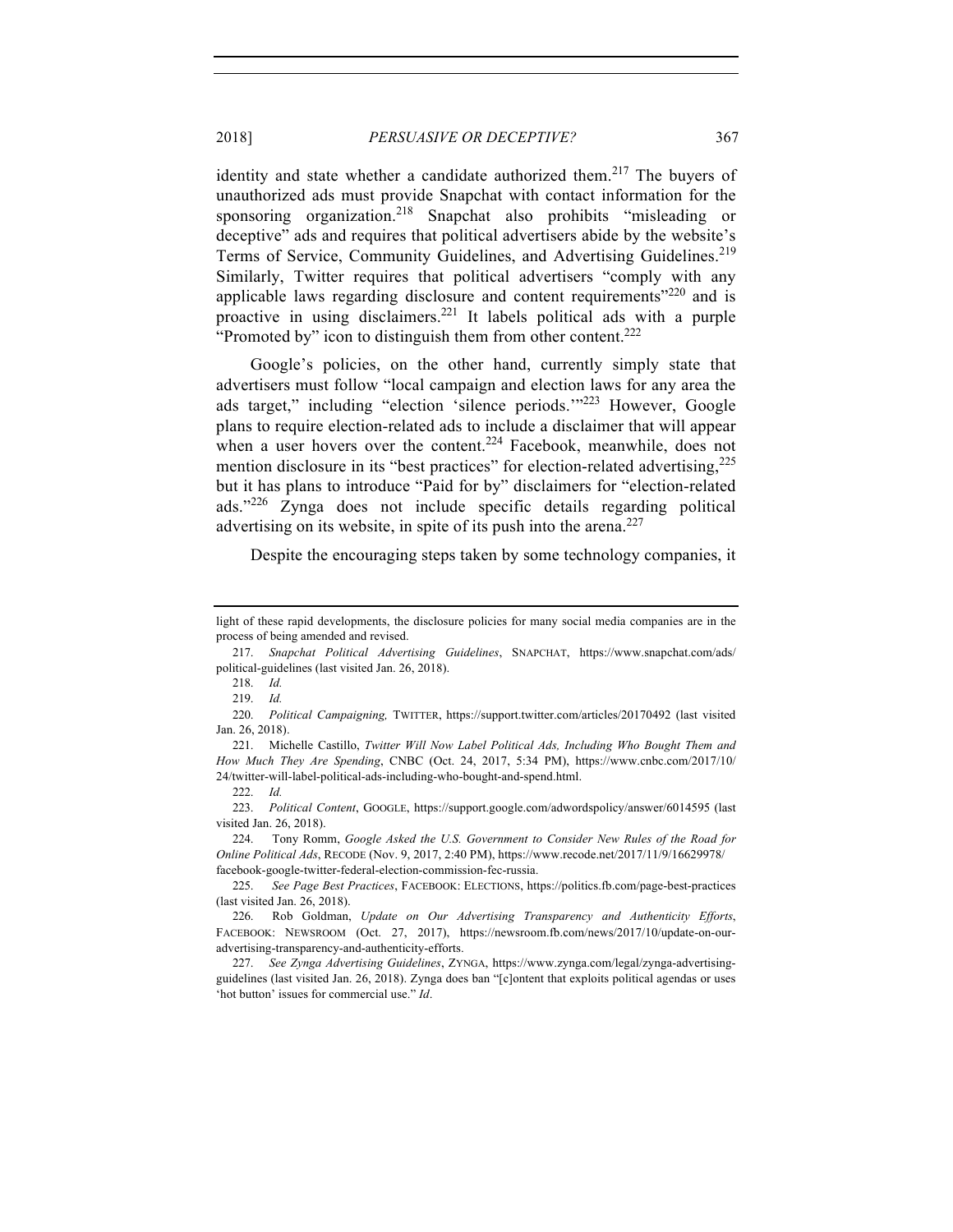identity and state whether a candidate authorized them.[217] The buyers of unauthorized ads must provide Snapchat with contact information for the sponsoring organization.[218] Snapchat also prohibits "misleading or deceptive" ads and requires that political advertisers abide by the website's Terms of Service, Community Guidelines, and Advertising Guidelines.[219] Similarly, Twitter requires that political advertisers "comply with any applicable laws regarding disclosure and content requirements"[220] and is proactive in using disclaimers.[221] It labels political ads with a purple "Promoted by" icon to distinguish them from other content.[222]

Google's policies, on the other hand, currently simply state that advertisers must follow "local campaign and election laws for any area the ads target," including "election 'silence periods.'"[223] However, Google plans to require election-related ads to include a disclaimer that will appear when a user hovers over the content.[224] Facebook, meanwhile, does not mention disclosure in its "best practices" for election-related advertising,[225] but it has plans to introduce "Paid for by" disclaimers for "election-related ads."[226] Zynga does not include specific details regarding political advertising on its website, in spite of its push into the arena.[227]

Despite the encouraging steps taken by some technology companies, it

---

light of these rapid developments, the disclosure policies for many social media companies are in the process of being amended and revised.

217. *Snapchat Political Advertising Guidelines*, SNAPCHAT, https://www.snapchat.com/ads/political-guidelines (last visited Jan. 26, 2018).

218. *Id.*

219. *Id.*

220. *Political Campaigning,* TWITTER, https://support.twitter.com/articles/20170492 (last visited Jan. 26, 2018).

221. Michelle Castillo, *Twitter Will Now Label Political Ads, Including Who Bought Them and How Much They Are Spending*, CNBC (Oct. 24, 2017, 5:34 PM), https://www.cnbc.com/2017/10/24/twitter-will-label-political-ads-including-who-bought-and-spend.html.

222. *Id.*

223. *Political Content*, GOOGLE, https://support.google.com/adwordspolicy/answer/6014595 (last visited Jan. 26, 2018).

224. Tony Romm, *Google Asked the U.S. Government to Consider New Rules of the Road for Online Political Ads*, RECODE (Nov. 9, 2017, 2:40 PM), https://www.recode.net/2017/11/9/16629978/facebook-google-twitter-federal-election-commission-fec-russia.

225. *See Page Best Practices*, FACEBOOK: ELECTIONS, https://politics.fb.com/page-best-practices (last visited Jan. 26, 2018).

226. Rob Goldman, *Update on Our Advertising Transparency and Authenticity Efforts*, FACEBOOK: NEWSROOM (Oct. 27, 2017), https://newsroom.fb.com/news/2017/10/update-on-our-advertising-transparency-and-authenticity-efforts.

227. *See Zynga Advertising Guidelines*, ZYNGA, https://www.zynga.com/legal/zynga-advertising-guidelines (last visited Jan. 26, 2018). Zynga does ban "[c]ontent that exploits political agendas or uses 'hot button' issues for commercial use." *Id*.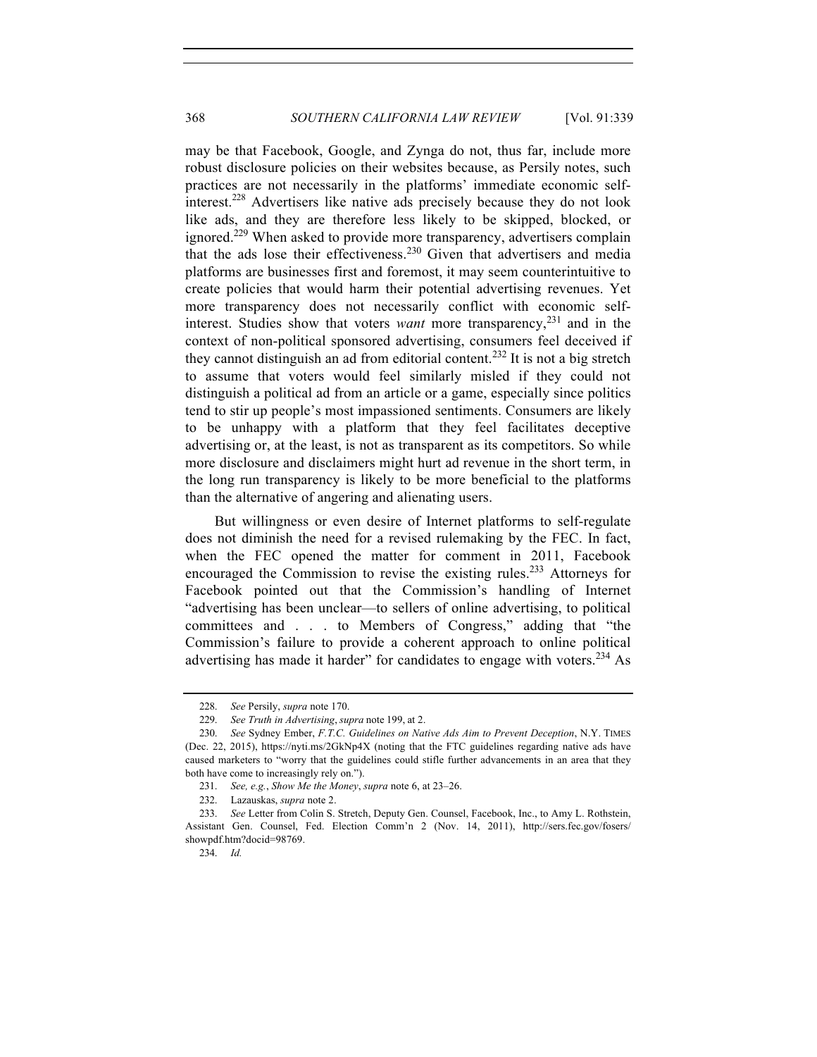may be that Facebook, Google, and Zynga do not, thus far, include more robust disclosure policies on their websites because, as Persily notes, such practices are not necessarily in the platforms' immediate economic self-interest.[228] Advertisers like native ads precisely because they do not look like ads, and they are therefore less likely to be skipped, blocked, or ignored.[229] When asked to provide more transparency, advertisers complain that the ads lose their effectiveness.[230] Given that advertisers and media platforms are businesses first and foremost, it may seem counterintuitive to create policies that would harm their potential advertising revenues. Yet more transparency does not necessarily conflict with economic self-interest. Studies show that voters *want* more transparency,[231] and in the context of non-political sponsored advertising, consumers feel deceived if they cannot distinguish an ad from editorial content.[232] It is not a big stretch to assume that voters would feel similarly misled if they could not distinguish a political ad from an article or a game, especially since politics tend to stir up people's most impassioned sentiments. Consumers are likely to be unhappy with a platform that they feel facilitates deceptive advertising or, at the least, is not as transparent as its competitors. So while more disclosure and disclaimers might hurt ad revenue in the short term, in the long run transparency is likely to be more beneficial to the platforms than the alternative of angering and alienating users.

But willingness or even desire of Internet platforms to self-regulate does not diminish the need for a revised rulemaking by the FEC. In fact, when the FEC opened the matter for comment in 2011, Facebook encouraged the Commission to revise the existing rules.[233] Attorneys for Facebook pointed out that the Commission's handling of Internet "advertising has been unclear—to sellers of online advertising, to political committees and . . . to Members of Congress," adding that "the Commission's failure to provide a coherent approach to online political advertising has made it harder" for candidates to engage with voters.[234] As

---

228. *See* Persily, *supra* note 170.

229. *See Truth in Advertising*, *supra* note 199, at 2.

230. *See* Sydney Ember, *F.T.C. Guidelines on Native Ads Aim to Prevent Deception*, N.Y. TIMES (Dec. 22, 2015), https://nyti.ms/2GkNp4X (noting that the FTC guidelines regarding native ads have caused marketers to "worry that the guidelines could stifle further advancements in an area that they both have come to increasingly rely on.").

231. *See, e.g.*, *Show Me the Money*, *supra* note 6, at 23–26.

232. Lazauskas, *supra* note 2.

233. *See* Letter from Colin S. Stretch, Deputy Gen. Counsel, Facebook, Inc., to Amy L. Rothstein, Assistant Gen. Counsel, Fed. Election Comm'n 2 (Nov. 14, 2011), http://sers.fec.gov/fosers/showpdf.htm?docid=98769.

234. *Id.*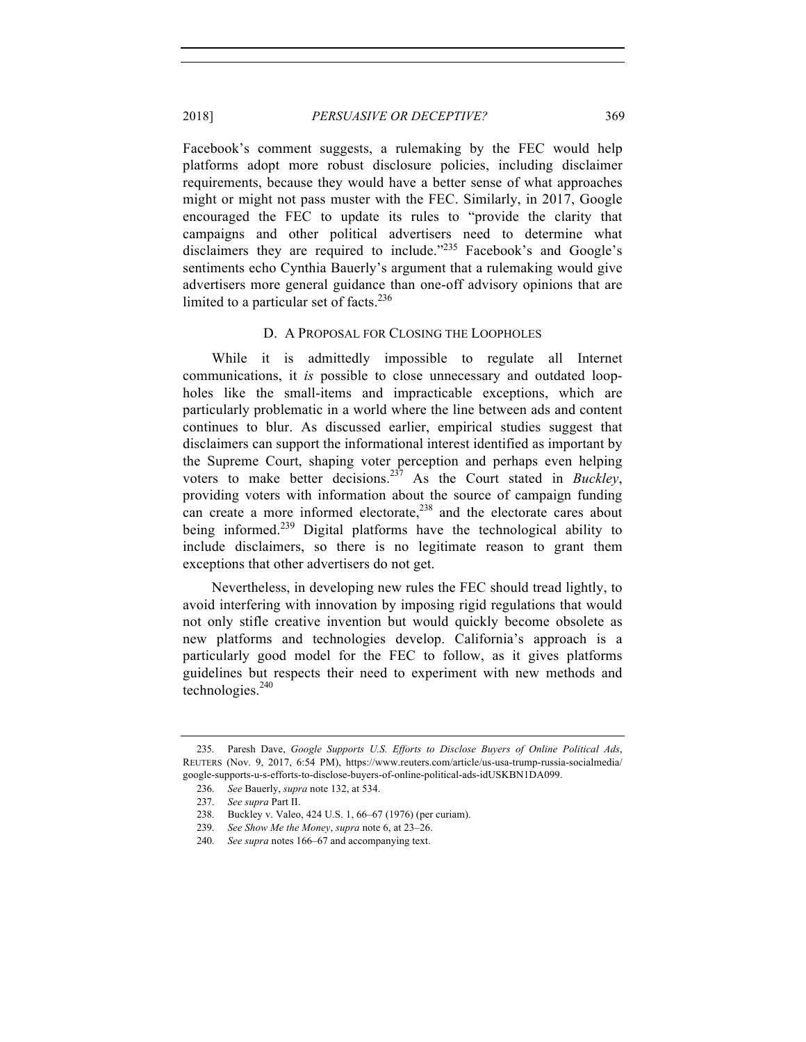Facebook's comment suggests, a rulemaking by the FEC would help platforms adopt more robust disclosure policies, including disclaimer requirements, because they would have a better sense of what approaches might or might not pass muster with the FEC. Similarly, in 2017, Google encouraged the FEC to update its rules to "provide the clarity that campaigns and other political advertisers need to determine what disclaimers they are required to include."[235] Facebook's and Google's sentiments echo Cynthia Bauerly's argument that a rulemaking would give advertisers more general guidance than one-off advisory opinions that are limited to a particular set of facts.[236]

### D. A Proposal for Closing the Loopholes

While it is admittedly impossible to regulate all Internet communications, it *is* possible to close unnecessary and outdated loopholes like the small-items and impracticable exceptions, which are particularly problematic in a world where the line between ads and content continues to blur. As discussed earlier, empirical studies suggest that disclaimers can support the informational interest identified as important by the Supreme Court, shaping voter perception and perhaps even helping voters to make better decisions.[237] As the Court stated in *Buckley*, providing voters with information about the source of campaign funding can create a more informed electorate,[238] and the electorate cares about being informed.[239] Digital platforms have the technological ability to include disclaimers, so there is no legitimate reason to grant them exceptions that other advertisers do not get.

Nevertheless, in developing new rules the FEC should tread lightly, to avoid interfering with innovation by imposing rigid regulations that would not only stifle creative invention but would quickly become obsolete as new platforms and technologies develop. California's approach is a particularly good model for the FEC to follow, as it gives platforms guidelines but respects their need to experiment with new methods and technologies.[240]

---

235. Paresh Dave, *Google Supports U.S. Efforts to Disclose Buyers of Online Political Ads*, REUTERS (Nov. 9, 2017, 6:54 PM), https://www.reuters.com/article/us-usa-trump-russia-socialmedia/google-supports-u-s-efforts-to-disclose-buyers-of-online-political-ads-idUSKBN1DA099.

236. *See* Bauerly, *supra* note 132, at 534.

237. *See supra* Part II.

238. Buckley v. Valeo, 424 U.S. 1, 66–67 (1976) (per curiam).

239. *See Show Me the Money*, *supra* note 6, at 23–26.

240. *See supra* notes 166–67 and accompanying text.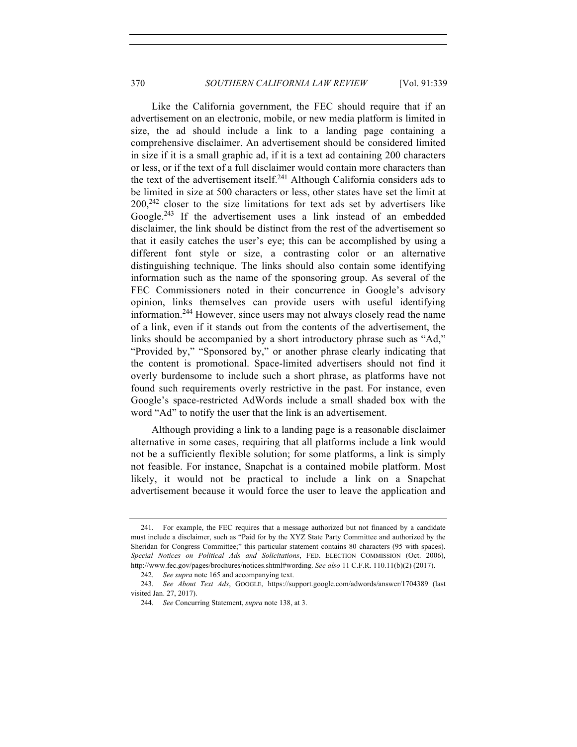Like the California government, the FEC should require that if an advertisement on an electronic, mobile, or new media platform is limited in size, the ad should include a link to a landing page containing a comprehensive disclaimer. An advertisement should be considered limited in size if it is a small graphic ad, if it is a text ad containing 200 characters or less, or if the text of a full disclaimer would contain more characters than the text of the advertisement itself.[241] Although California considers ads to be limited in size at 500 characters or less, other states have set the limit at 200,[242] closer to the size limitations for text ads set by advertisers like Google.[243] If the advertisement uses a link instead of an embedded disclaimer, the link should be distinct from the rest of the advertisement so that it easily catches the user's eye; this can be accomplished by using a different font style or size, a contrasting color or an alternative distinguishing technique. The links should also contain some identifying information such as the name of the sponsoring group. As several of the FEC Commissioners noted in their concurrence in Google's advisory opinion, links themselves can provide users with useful identifying information.[244] However, since users may not always closely read the name of a link, even if it stands out from the contents of the advertisement, the links should be accompanied by a short introductory phrase such as "Ad," "Provided by," "Sponsored by," or another phrase clearly indicating that the content is promotional. Space-limited advertisers should not find it overly burdensome to include such a short phrase, as platforms have not found such requirements overly restrictive in the past. For instance, even Google's space-restricted AdWords include a small shaded box with the word "Ad" to notify the user that the link is an advertisement.

Although providing a link to a landing page is a reasonable disclaimer alternative in some cases, requiring that all platforms include a link would not be a sufficiently flexible solution; for some platforms, a link is simply not feasible. For instance, Snapchat is a contained mobile platform. Most likely, it would not be practical to include a link on a Snapchat advertisement because it would force the user to leave the application and

---

241. For example, the FEC requires that a message authorized but not financed by a candidate must include a disclaimer, such as "Paid for by the XYZ State Party Committee and authorized by the Sheridan for Congress Committee;" this particular statement contains 80 characters (95 with spaces). *Special Notices on Political Ads and Solicitations*, FED. ELECTION COMMISSION (Oct. 2006), http://www.fec.gov/pages/brochures/notices.shtml#wording. *See also* 11 C.F.R. 110.11(b)(2) (2017).

242. *See supra* note 165 and accompanying text.

243. *See About Text Ads*, GOOGLE, https://support.google.com/adwords/answer/1704389 (last visited Jan. 27, 2017).

244. *See* Concurring Statement, *supra* note 138, at 3.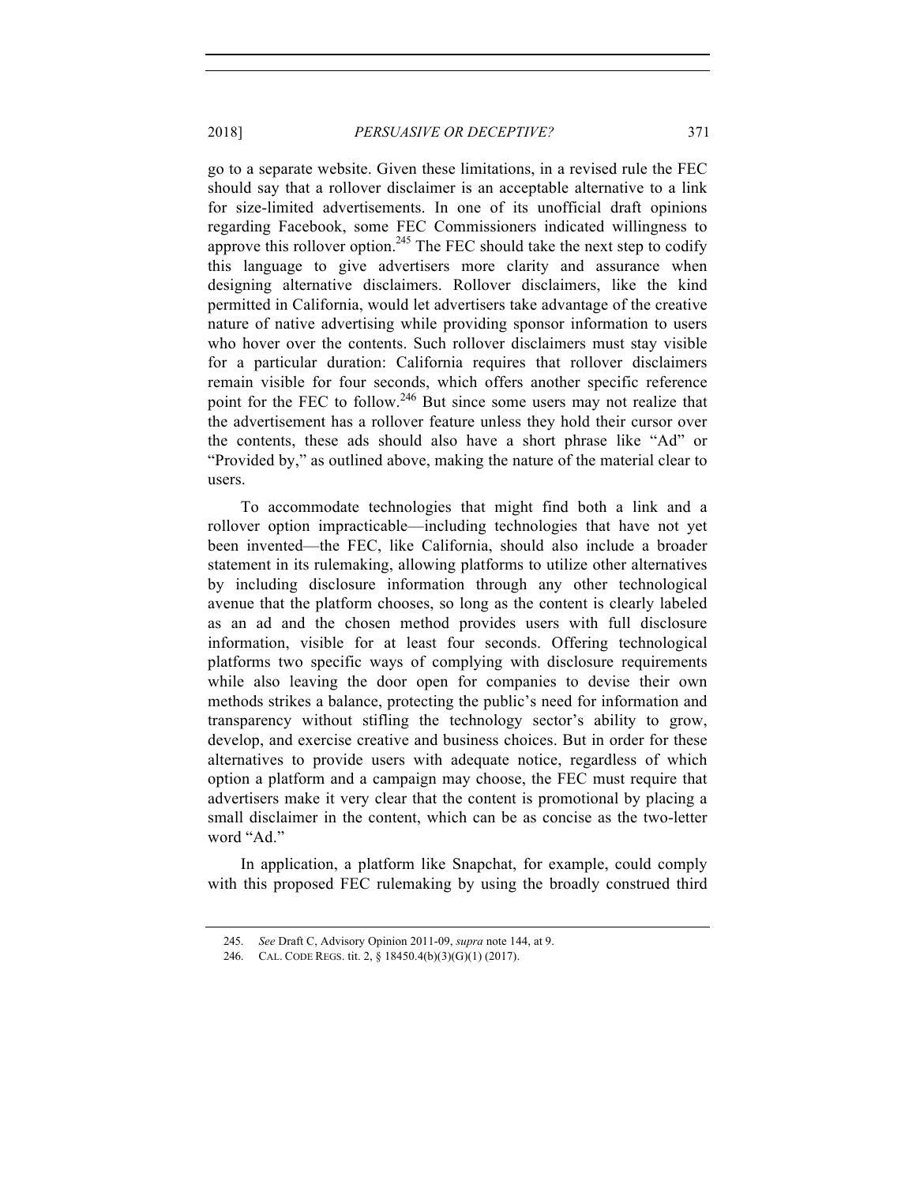go to a separate website. Given these limitations, in a revised rule the FEC should say that a rollover disclaimer is an acceptable alternative to a link for size-limited advertisements. In one of its unofficial draft opinions regarding Facebook, some FEC Commissioners indicated willingness to approve this rollover option.[245] The FEC should take the next step to codify this language to give advertisers more clarity and assurance when designing alternative disclaimers. Rollover disclaimers, like the kind permitted in California, would let advertisers take advantage of the creative nature of native advertising while providing sponsor information to users who hover over the contents. Such rollover disclaimers must stay visible for a particular duration: California requires that rollover disclaimers remain visible for four seconds, which offers another specific reference point for the FEC to follow.[246] But since some users may not realize that the advertisement has a rollover feature unless they hold their cursor over the contents, these ads should also have a short phrase like "Ad" or "Provided by," as outlined above, making the nature of the material clear to users.

To accommodate technologies that might find both a link and a rollover option impracticable—including technologies that have not yet been invented—the FEC, like California, should also include a broader statement in its rulemaking, allowing platforms to utilize other alternatives by including disclosure information through any other technological avenue that the platform chooses, so long as the content is clearly labeled as an ad and the chosen method provides users with full disclosure information, visible for at least four seconds. Offering technological platforms two specific ways of complying with disclosure requirements while also leaving the door open for companies to devise their own methods strikes a balance, protecting the public's need for information and transparency without stifling the technology sector's ability to grow, develop, and exercise creative and business choices. But in order for these alternatives to provide users with adequate notice, regardless of which option a platform and a campaign may choose, the FEC must require that advertisers make it very clear that the content is promotional by placing a small disclaimer in the content, which can be as concise as the two-letter word "Ad."

In application, a platform like Snapchat, for example, could comply with this proposed FEC rulemaking by using the broadly construed third

---

245. *See* Draft C, Advisory Opinion 2011-09, *supra* note 144, at 9.

246. CAL. CODE REGS. tit. 2, § 18450.4(b)(3)(G)(1) (2017).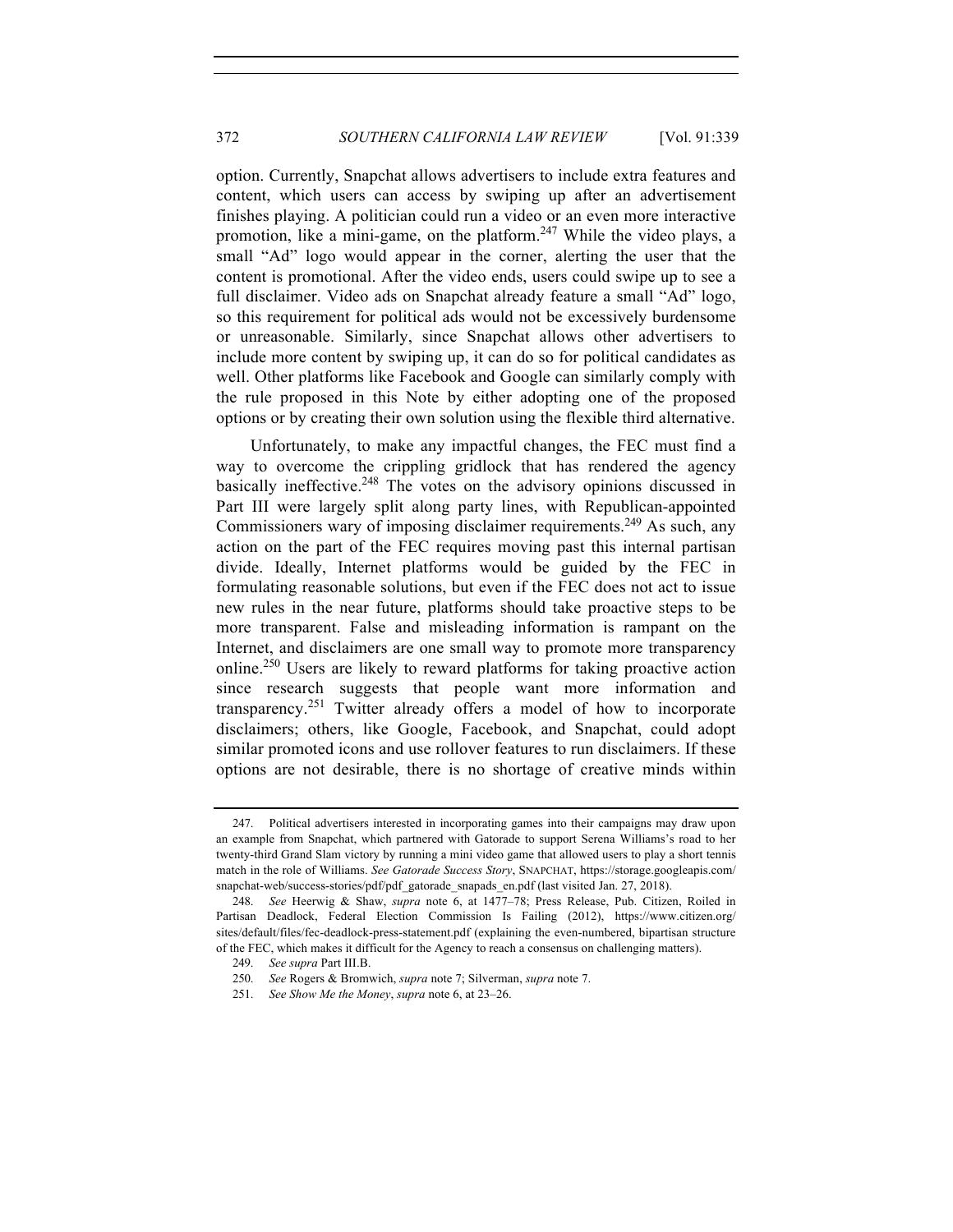option. Currently, Snapchat allows advertisers to include extra features and content, which users can access by swiping up after an advertisement finishes playing. A politician could run a video or an even more interactive promotion, like a mini-game, on the platform.[247] While the video plays, a small "Ad" logo would appear in the corner, alerting the user that the content is promotional. After the video ends, users could swipe up to see a full disclaimer. Video ads on Snapchat already feature a small "Ad" logo, so this requirement for political ads would not be excessively burdensome or unreasonable. Similarly, since Snapchat allows other advertisers to include more content by swiping up, it can do so for political candidates as well. Other platforms like Facebook and Google can similarly comply with the rule proposed in this Note by either adopting one of the proposed options or by creating their own solution using the flexible third alternative.

Unfortunately, to make any impactful changes, the FEC must find a way to overcome the crippling gridlock that has rendered the agency basically ineffective.[248] The votes on the advisory opinions discussed in Part III were largely split along party lines, with Republican-appointed Commissioners wary of imposing disclaimer requirements.[249] As such, any action on the part of the FEC requires moving past this internal partisan divide. Ideally, Internet platforms would be guided by the FEC in formulating reasonable solutions, but even if the FEC does not act to issue new rules in the near future, platforms should take proactive steps to be more transparent. False and misleading information is rampant on the Internet, and disclaimers are one small way to promote more transparency online.[250] Users are likely to reward platforms for taking proactive action since research suggests that people want more information and transparency.[251] Twitter already offers a model of how to incorporate disclaimers; others, like Google, Facebook, and Snapchat, could adopt similar promoted icons and use rollover features to run disclaimers. If these options are not desirable, there is no shortage of creative minds within

---

247. Political advertisers interested in incorporating games into their campaigns may draw upon an example from Snapchat, which partnered with Gatorade to support Serena Williams's road to her twenty-third Grand Slam victory by running a mini video game that allowed users to play a short tennis match in the role of Williams. *See Gatorade Success Story*, SNAPCHAT, https://storage.googleapis.com/snapchat-web/success-stories/pdf/pdf_gatorade_snapads_en.pdf (last visited Jan. 27, 2018).

248. *See* Heerwig & Shaw, *supra* note 6, at 1477–78; Press Release, Pub. Citizen, Roiled in Partisan Deadlock, Federal Election Commission Is Failing (2012), https://www.citizen.org/sites/default/files/fec-deadlock-press-statement.pdf (explaining the even-numbered, bipartisan structure of the FEC, which makes it difficult for the Agency to reach a consensus on challenging matters).

249. *See supra* Part III.B.

250. *See* Rogers & Bromwich, *supra* note 7; Silverman, *supra* note 7.

251. *See Show Me the Money*, *supra* note 6, at 23–26.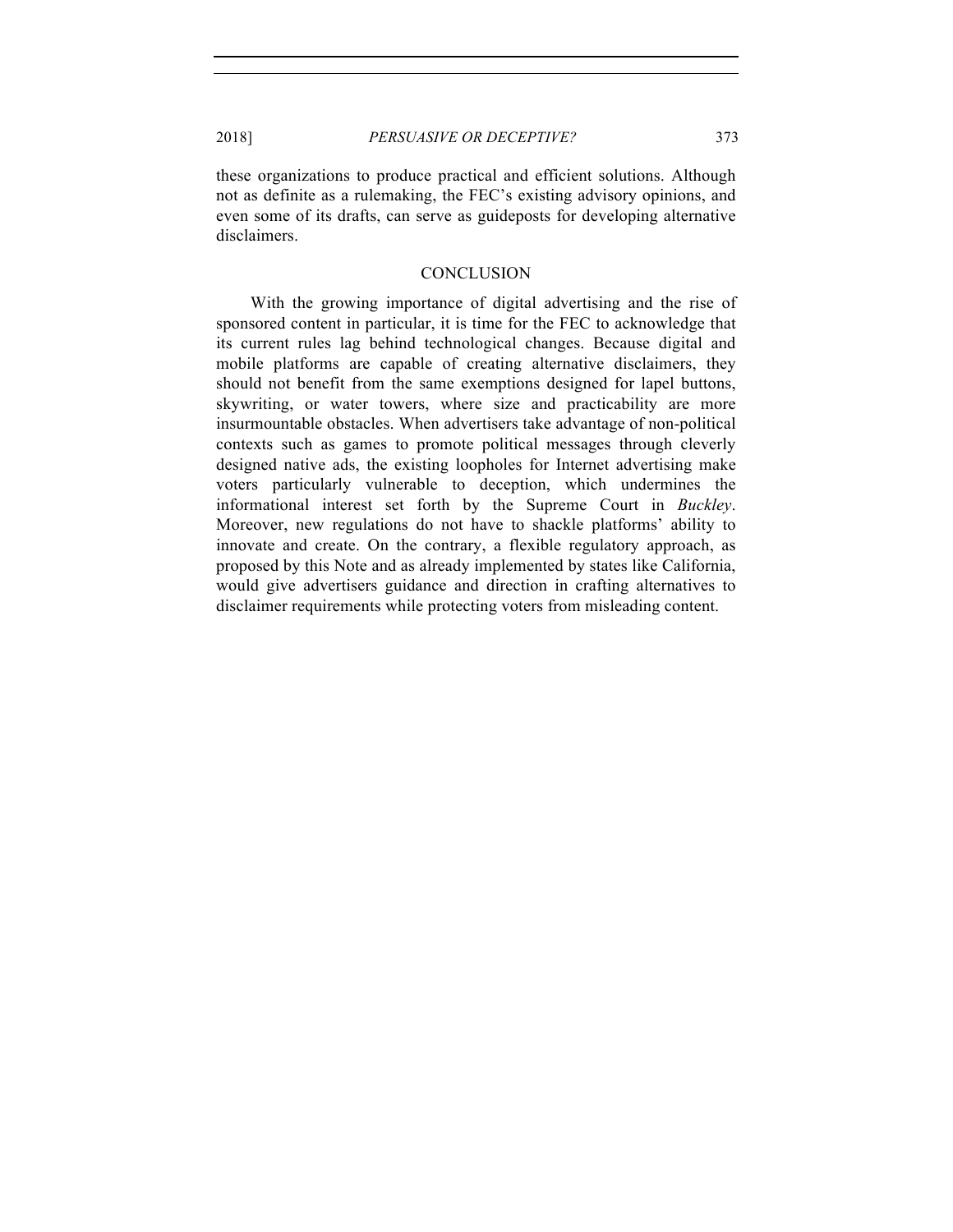these organizations to produce practical and efficient solutions. Although not as definite as a rulemaking, the FEC's existing advisory opinions, and even some of its drafts, can serve as guideposts for developing alternative disclaimers.

## CONCLUSION

With the growing importance of digital advertising and the rise of sponsored content in particular, it is time for the FEC to acknowledge that its current rules lag behind technological changes. Because digital and mobile platforms are capable of creating alternative disclaimers, they should not benefit from the same exemptions designed for lapel buttons, skywriting, or water towers, where size and practicability are more insurmountable obstacles. When advertisers take advantage of non-political contexts such as games to promote political messages through cleverly designed native ads, the existing loopholes for Internet advertising make voters particularly vulnerable to deception, which undermines the informational interest set forth by the Supreme Court in *Buckley*. Moreover, new regulations do not have to shackle platforms' ability to innovate and create. On the contrary, a flexible regulatory approach, as proposed by this Note and as already implemented by states like California, would give advertisers guidance and direction in crafting alternatives to disclaimer requirements while protecting voters from misleading content.